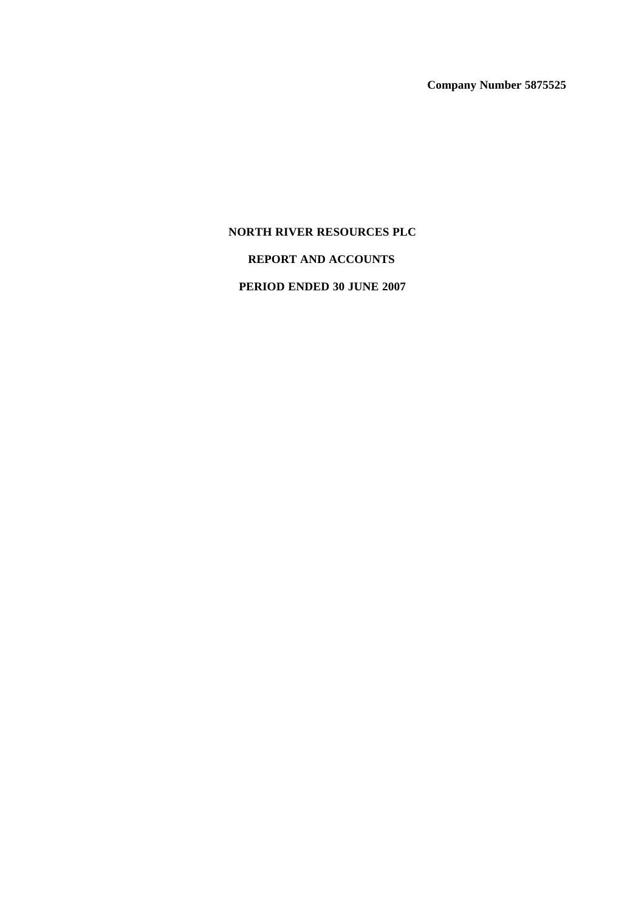**Company Number 5875525**

# NORTH RIVER RESOURCES PLC

## REPORT AND ACCOUNTS

## PERIOD ENDED 30 JUNE 2007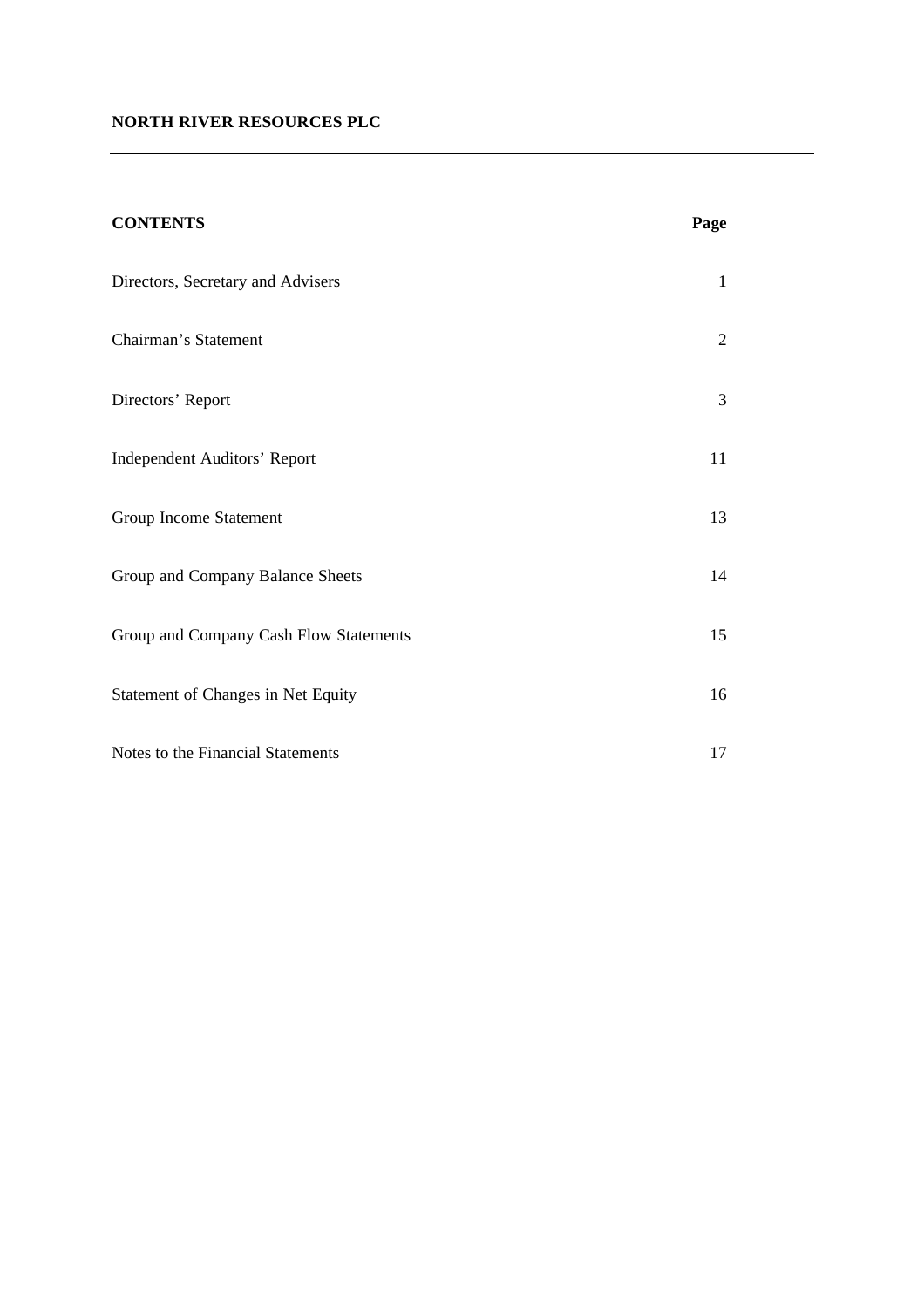**NORTH RIVER RESOURCES PLC**

| **CONTENTS** | **Page** |
| --- | --- |
| Directors, Secretary and Advisers | 1 |
| Chairman's Statement | 2 |
| Directors' Report | 3 |
| Independent Auditors' Report | 11 |
| Group Income Statement | 13 |
| Group and Company Balance Sheets | 14 |
| Group and Company Cash Flow Statements | 15 |
| Statement of Changes in Net Equity | 16 |
| Notes to the Financial Statements | 17 |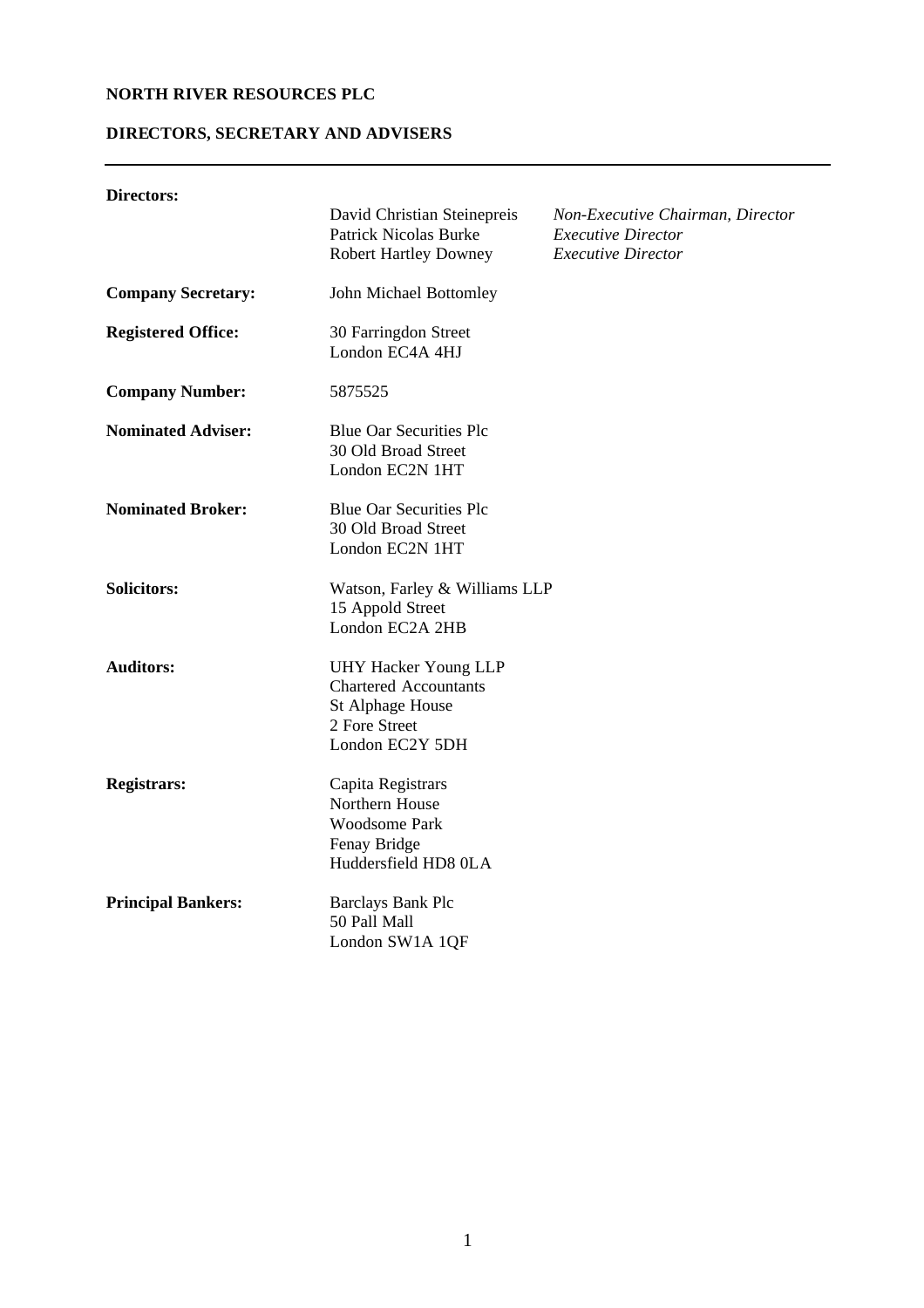**NORTH RIVER RESOURCES PLC**

**DIRECTORS, SECRETARY AND ADVISERS**

---

**Directors:**

| | | |
|---|---|---|
| | David Christian Steinepreis | *Non-Executive Chairman, Director* |
| | Patrick Nicolas Burke | *Executive Director* |
| | Robert Hartley Downey | *Executive Director* |

**Company Secretary:** John Michael Bottomley

**Registered Office:**
30 Farringdon Street
London EC4A 4HJ

**Company Number:** 5875525

**Nominated Adviser:**
Blue Oar Securities Plc
30 Old Broad Street
London EC2N 1HT

**Nominated Broker:**
Blue Oar Securities Plc
30 Old Broad Street
London EC2N 1HT

**Solicitors:**
Watson, Farley & Williams LLP
15 Appold Street
London EC2A 2HB

**Auditors:**
UHY Hacker Young LLP
Chartered Accountants
St Alphage House
2 Fore Street
London EC2Y 5DH

**Registrars:**
Capita Registrars
Northern House
Woodsome Park
Fenay Bridge
Huddersfield HD8 0LA

**Principal Bankers:**
Barclays Bank Plc
50 Pall Mall
London SW1A 1QF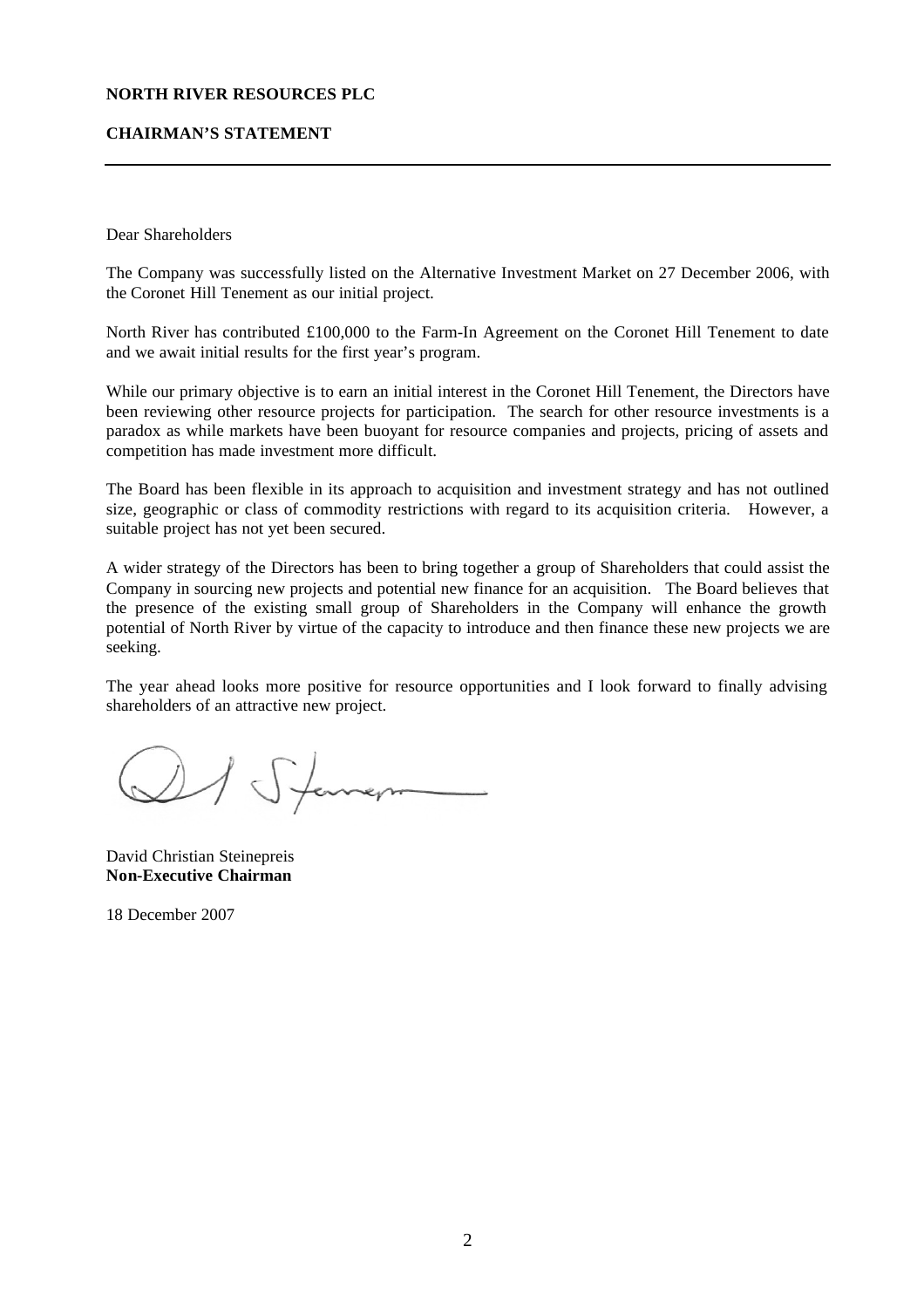**NORTH RIVER RESOURCES PLC**

**CHAIRMAN'S STATEMENT**

---

Dear Shareholders

The Company was successfully listed on the Alternative Investment Market on 27 December 2006, with the Coronet Hill Tenement as our initial project.

North River has contributed £100,000 to the Farm-In Agreement on the Coronet Hill Tenement to date and we await initial results for the first year's program.

While our primary objective is to earn an initial interest in the Coronet Hill Tenement, the Directors have been reviewing other resource projects for participation. The search for other resource investments is a paradox as while markets have been buoyant for resource companies and projects, pricing of assets and competition has made investment more difficult.

The Board has been flexible in its approach to acquisition and investment strategy and has not outlined size, geographic or class of commodity restrictions with regard to its acquisition criteria. However, a suitable project has not yet been secured.

A wider strategy of the Directors has been to bring together a group of Shareholders that could assist the Company in sourcing new projects and potential new finance for an acquisition. The Board believes that the presence of the existing small group of Shareholders in the Company will enhance the growth potential of North River by virtue of the capacity to introduce and then finance these new projects we are seeking.

The year ahead looks more positive for resource opportunities and I look forward to finally advising shareholders of an attractive new project.

David Christian Steinepreis
**Non-Executive Chairman**

18 December 2007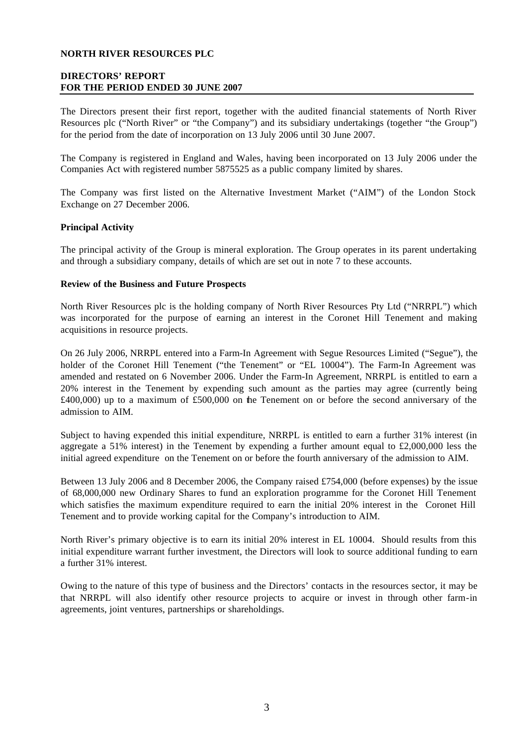**NORTH RIVER RESOURCES PLC**

**DIRECTORS' REPORT**
**FOR THE PERIOD ENDED 30 JUNE 2007**

The Directors present their first report, together with the audited financial statements of North River Resources plc ("North River" or "the Company") and its subsidiary undertakings (together "the Group") for the period from the date of incorporation on 13 July 2006 until 30 June 2007.

The Company is registered in England and Wales, having been incorporated on 13 July 2006 under the Companies Act with registered number 5875525 as a public company limited by shares.

The Company was first listed on the Alternative Investment Market ("AIM") of the London Stock Exchange on 27 December 2006.

**Principal Activity**

The principal activity of the Group is mineral exploration. The Group operates in its parent undertaking and through a subsidiary company, details of which are set out in note 7 to these accounts.

**Review of the Business and Future Prospects**

North River Resources plc is the holding company of North River Resources Pty Ltd ("NRRPL") which was incorporated for the purpose of earning an interest in the Coronet Hill Tenement and making acquisitions in resource projects.

On 26 July 2006, NRRPL entered into a Farm-In Agreement with Segue Resources Limited ("Segue"), the holder of the Coronet Hill Tenement ("the Tenement" or "EL 10004"). The Farm-In Agreement was amended and restated on 6 November 2006. Under the Farm-In Agreement, NRRPL is entitled to earn a 20% interest in the Tenement by expending such amount as the parties may agree (currently being £400,000) up to a maximum of £500,000 on the Tenement on or before the second anniversary of the admission to AIM.

Subject to having expended this initial expenditure, NRRPL is entitled to earn a further 31% interest (in aggregate a 51% interest) in the Tenement by expending a further amount equal to £2,000,000 less the initial agreed expenditure on the Tenement on or before the fourth anniversary of the admission to AIM.

Between 13 July 2006 and 8 December 2006, the Company raised £754,000 (before expenses) by the issue of 68,000,000 new Ordinary Shares to fund an exploration programme for the Coronet Hill Tenement which satisfies the maximum expenditure required to earn the initial 20% interest in the Coronet Hill Tenement and to provide working capital for the Company's introduction to AIM.

North River's primary objective is to earn its initial 20% interest in EL 10004. Should results from this initial expenditure warrant further investment, the Directors will look to source additional funding to earn a further 31% interest.

Owing to the nature of this type of business and the Directors' contacts in the resources sector, it may be that NRRPL will also identify other resource projects to acquire or invest in through other farm-in agreements, joint ventures, partnerships or shareholdings.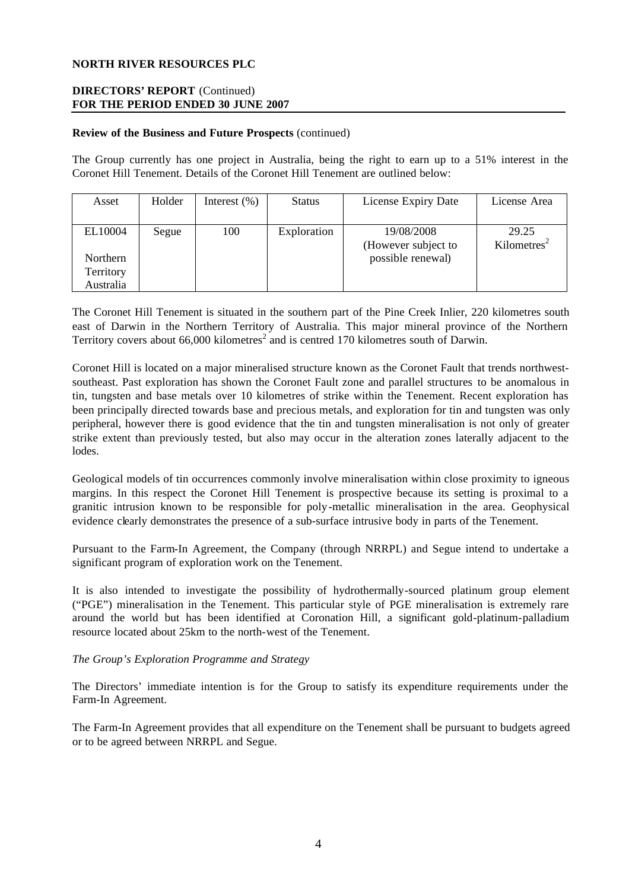**Review of the Business and Future Prospects** (continued)

The Group currently has one project in Australia, being the right to earn up to a 51% interest in the Coronet Hill Tenement. Details of the Coronet Hill Tenement are outlined below:

| Asset | Holder | Interest (%) | Status | License Expiry Date | License Area |
|---|---|---|---|---|---|
| EL10004<br><br>Northern Territory Australia | Segue | 100 | Exploration | 19/08/2008 (However subject to possible renewal) | 29.25 Kilometres$^2$ |

The Coronet Hill Tenement is situated in the southern part of the Pine Creek Inlier, 220 kilometres south east of Darwin in the Northern Territory of Australia. This major mineral province of the Northern Territory covers about 66,000 kilometres$^2$ and is centred 170 kilometres south of Darwin.

Coronet Hill is located on a major mineralised structure known as the Coronet Fault that trends northwest-southeast. Past exploration has shown the Coronet Fault zone and parallel structures to be anomalous in tin, tungsten and base metals over 10 kilometres of strike within the Tenement. Recent exploration has been principally directed towards base and precious metals, and exploration for tin and tungsten was only peripheral, however there is good evidence that the tin and tungsten mineralisation is not only of greater strike extent than previously tested, but also may occur in the alteration zones laterally adjacent to the lodes.

Geological models of tin occurrences commonly involve mineralisation within close proximity to igneous margins. In this respect the Coronet Hill Tenement is prospective because its setting is proximal to a granitic intrusion known to be responsible for poly-metallic mineralisation in the area. Geophysical evidence clearly demonstrates the presence of a sub-surface intrusive body in parts of the Tenement.

Pursuant to the Farm-In Agreement, the Company (through NRRPL) and Segue intend to undertake a significant program of exploration work on the Tenement.

It is also intended to investigate the possibility of hydrothermally-sourced platinum group element ("PGE") mineralisation in the Tenement. This particular style of PGE mineralisation is extremely rare around the world but has been identified at Coronation Hill, a significant gold-platinum-palladium resource located about 25km to the north-west of the Tenement.

*The Group's Exploration Programme and Strategy*

The Directors' immediate intention is for the Group to satisfy its expenditure requirements under the Farm-In Agreement.

The Farm-In Agreement provides that all expenditure on the Tenement shall be pursuant to budgets agreed or to be agreed between NRRPL and Segue.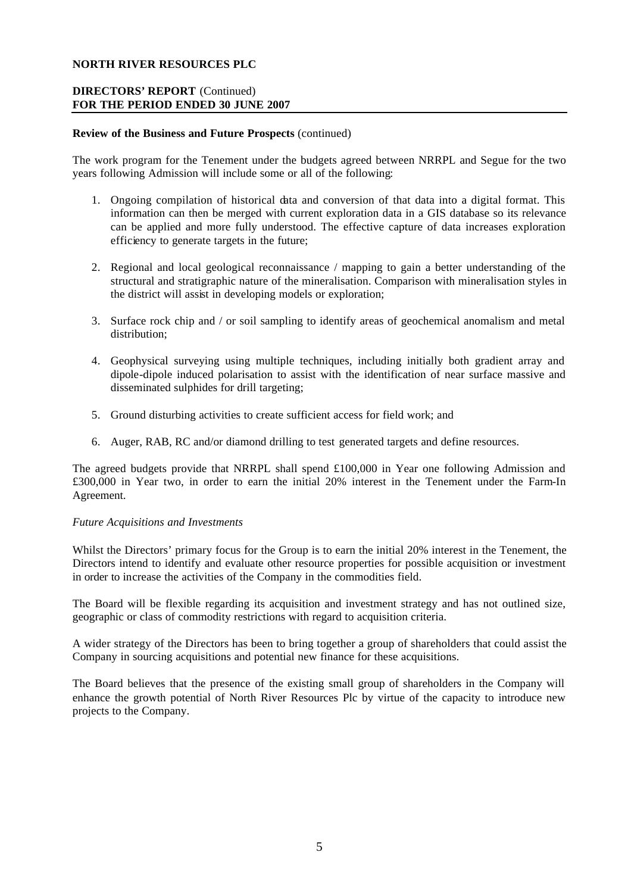**NORTH RIVER RESOURCES PLC**

**DIRECTORS' REPORT** (Continued)
**FOR THE PERIOD ENDED 30 JUNE 2007**

**Review of the Business and Future Prospects** (continued)

The work program for the Tenement under the budgets agreed between NRRPL and Segue for the two years following Admission will include some or all of the following:

1. Ongoing compilation of historical data and conversion of that data into a digital format. This information can then be merged with current exploration data in a GIS database so its relevance can be applied and more fully understood. The effective capture of data increases exploration efficiency to generate targets in the future;

2. Regional and local geological reconnaissance / mapping to gain a better understanding of the structural and stratigraphic nature of the mineralisation. Comparison with mineralisation styles in the district will assist in developing models or exploration;

3. Surface rock chip and / or soil sampling to identify areas of geochemical anomalism and metal distribution;

4. Geophysical surveying using multiple techniques, including initially both gradient array and dipole-dipole induced polarisation to assist with the identification of near surface massive and disseminated sulphides for drill targeting;

5. Ground disturbing activities to create sufficient access for field work; and

6. Auger, RAB, RC and/or diamond drilling to test generated targets and define resources.

The agreed budgets provide that NRRPL shall spend £100,000 in Year one following Admission and £300,000 in Year two, in order to earn the initial 20% interest in the Tenement under the Farm-In Agreement.

*Future Acquisitions and Investments*

Whilst the Directors' primary focus for the Group is to earn the initial 20% interest in the Tenement, the Directors intend to identify and evaluate other resource properties for possible acquisition or investment in order to increase the activities of the Company in the commodities field.

The Board will be flexible regarding its acquisition and investment strategy and has not outlined size, geographic or class of commodity restrictions with regard to acquisition criteria.

A wider strategy of the Directors has been to bring together a group of shareholders that could assist the Company in sourcing acquisitions and potential new finance for these acquisitions.

The Board believes that the presence of the existing small group of shareholders in the Company will enhance the growth potential of North River Resources Plc by virtue of the capacity to introduce new projects to the Company.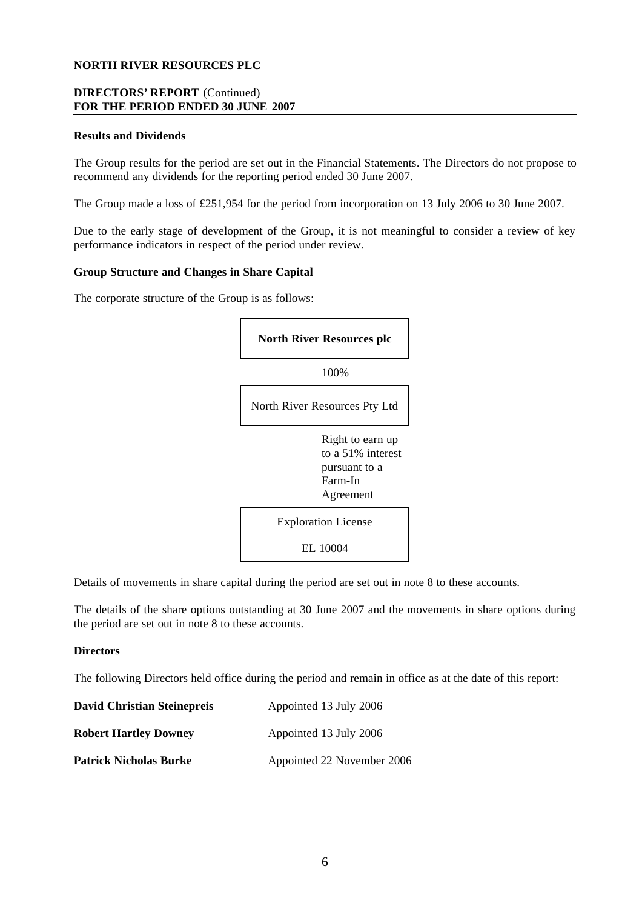**NORTH RIVER RESOURCES PLC**

**DIRECTORS' REPORT** (Continued)
**FOR THE PERIOD ENDED 30 JUNE 2007**

**Results and Dividends**

The Group results for the period are set out in the Financial Statements. The Directors do not propose to recommend any dividends for the reporting period ended 30 June 2007.

The Group made a loss of £251,954 for the period from incorporation on 13 July 2006 to 30 June 2007.

Due to the early stage of development of the Group, it is not meaningful to consider a review of key performance indicators in respect of the period under review.

**Group Structure and Changes in Share Capital**

The corporate structure of the Group is as follows:

**North River Resources plc**

100%

North River Resources Pty Ltd

Right to earn up to a 51% interest pursuant to a Farm-In Agreement

Exploration License

EL 10004

Details of movements in share capital during the period are set out in note 8 to these accounts.

The details of the share options outstanding at 30 June 2007 and the movements in share options during the period are set out in note 8 to these accounts.

**Directors**

The following Directors held office during the period and remain in office as at the date of this report:

| | |
|---|---|
| **David Christian Steinepreis** | Appointed 13 July 2006 |
| **Robert Hartley Downey** | Appointed 13 July 2006 |
| **Patrick Nicholas Burke** | Appointed 22 November 2006 |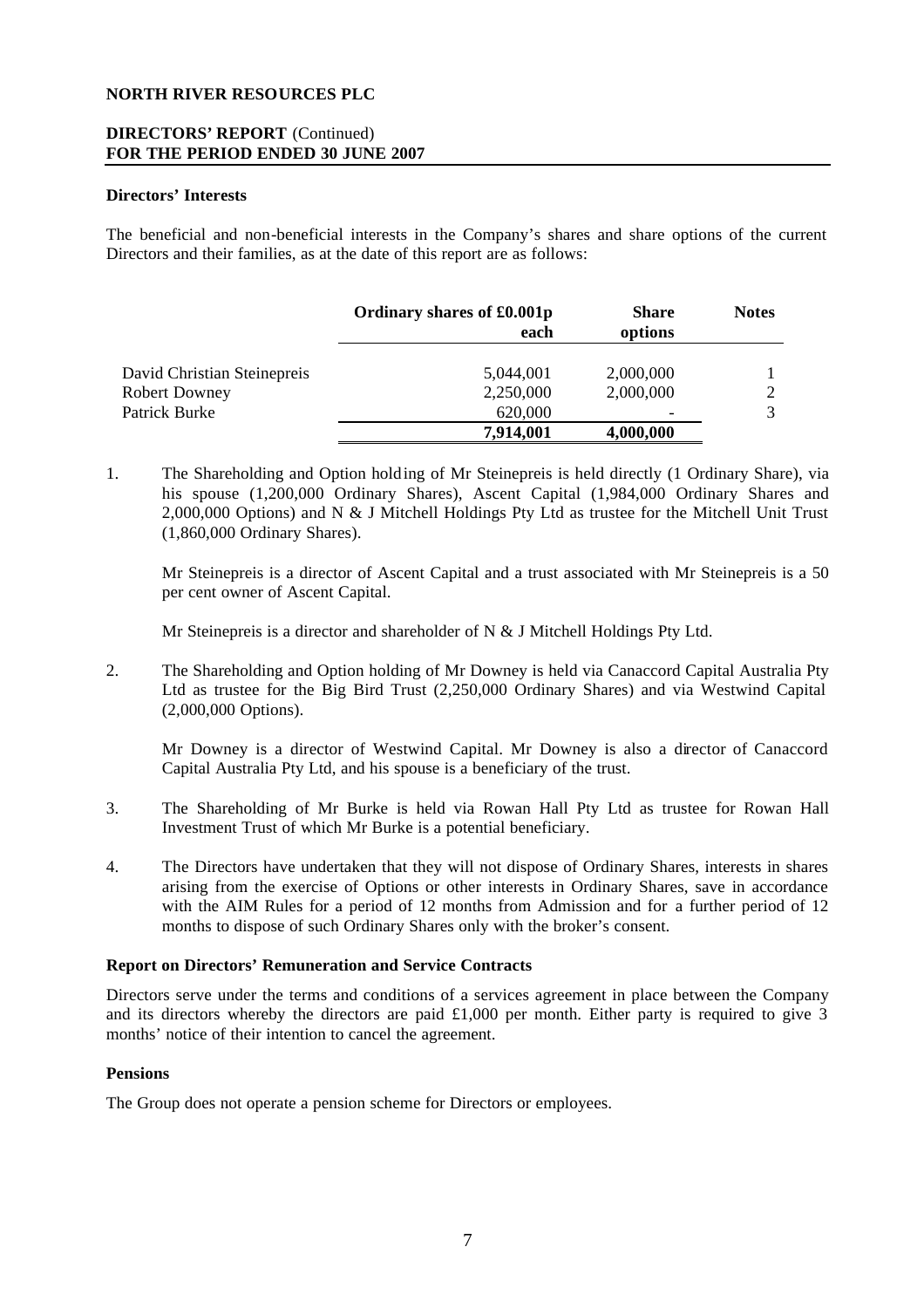**NORTH RIVER RESOURCES PLC**

**DIRECTORS' REPORT** (Continued)
**FOR THE PERIOD ENDED 30 JUNE 2007**

**Directors' Interests**

The beneficial and non-beneficial interests in the Company's shares and share options of the current Directors and their families, as at the date of this report are as follows:

| | Ordinary shares of £0.001p each | Share options | Notes |
|---|---|---|---|
| David Christian Steinepreis | 5,044,001 | 2,000,000 | 1 |
| Robert Downey | 2,250,000 | 2,000,000 | 2 |
| Patrick Burke | 620,000 | - | 3 |
| | **7,914,001** | **4,000,000** | |

1. The Shareholding and Option holding of Mr Steinepreis is held directly (1 Ordinary Share), via his spouse (1,200,000 Ordinary Shares), Ascent Capital (1,984,000 Ordinary Shares and 2,000,000 Options) and N & J Mitchell Holdings Pty Ltd as trustee for the Mitchell Unit Trust (1,860,000 Ordinary Shares).

   Mr Steinepreis is a director of Ascent Capital and a trust associated with Mr Steinepreis is a 50 per cent owner of Ascent Capital.

   Mr Steinepreis is a director and shareholder of N & J Mitchell Holdings Pty Ltd.

2. The Shareholding and Option holding of Mr Downey is held via Canaccord Capital Australia Pty Ltd as trustee for the Big Bird Trust (2,250,000 Ordinary Shares) and via Westwind Capital (2,000,000 Options).

   Mr Downey is a director of Westwind Capital. Mr Downey is also a director of Canaccord Capital Australia Pty Ltd, and his spouse is a beneficiary of the trust.

3. The Shareholding of Mr Burke is held via Rowan Hall Pty Ltd as trustee for Rowan Hall Investment Trust of which Mr Burke is a potential beneficiary.

4. The Directors have undertaken that they will not dispose of Ordinary Shares, interests in shares arising from the exercise of Options or other interests in Ordinary Shares, save in accordance with the AIM Rules for a period of 12 months from Admission and for a further period of 12 months to dispose of such Ordinary Shares only with the broker's consent.

**Report on Directors' Remuneration and Service Contracts**

Directors serve under the terms and conditions of a services agreement in place between the Company and its directors whereby the directors are paid £1,000 per month. Either party is required to give 3 months' notice of their intention to cancel the agreement.

**Pensions**

The Group does not operate a pension scheme for Directors or employees.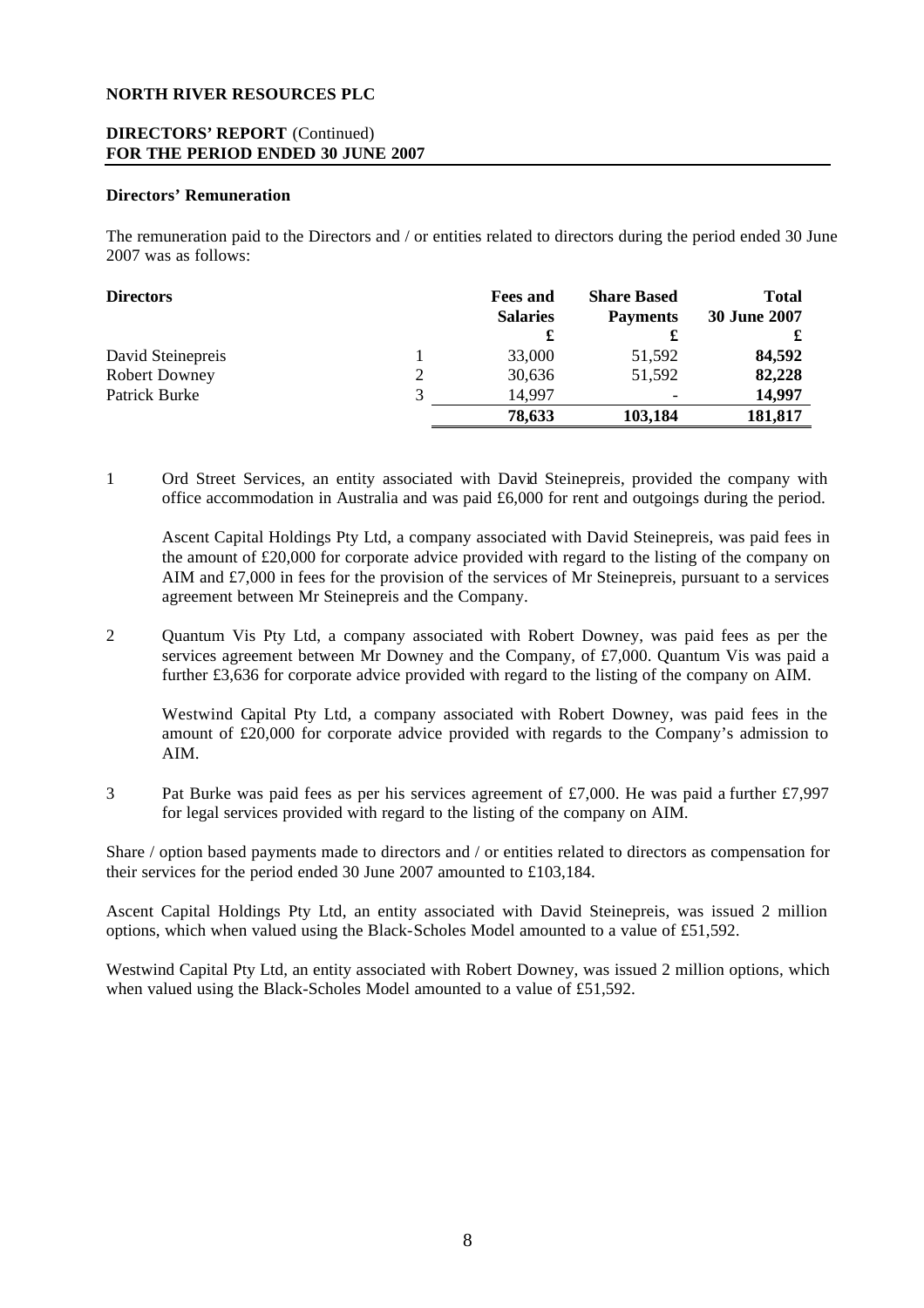**NORTH RIVER RESOURCES PLC**

**DIRECTORS' REPORT** (Continued)
**FOR THE PERIOD ENDED 30 JUNE 2007**

**Directors' Remuneration**

The remuneration paid to the Directors and / or entities related to directors during the period ended 30 June 2007 was as follows:

| **Directors** | | **Fees and Salaries** | **Share Based Payments** | **Total 30 June 2007** |
|---|---|---|---|---|
| | | **£** | **£** | **£** |
| David Steinepreis | 1 | 33,000 | 51,592 | **84,592** |
| Robert Downey | 2 | 30,636 | 51,592 | **82,228** |
| Patrick Burke | 3 | 14,997 | - | **14,997** |
| | | **78,633** | **103,184** | **181,817** |

1 Ord Street Services, an entity associated with David Steinepreis, provided the company with office accommodation in Australia and was paid £6,000 for rent and outgoings during the period.

Ascent Capital Holdings Pty Ltd, a company associated with David Steinepreis, was paid fees in the amount of £20,000 for corporate advice provided with regard to the listing of the company on AIM and £7,000 in fees for the provision of the services of Mr Steinepreis, pursuant to a services agreement between Mr Steinepreis and the Company.

2 Quantum Vis Pty Ltd, a company associated with Robert Downey, was paid fees as per the services agreement between Mr Downey and the Company, of £7,000. Quantum Vis was paid a further £3,636 for corporate advice provided with regard to the listing of the company on AIM.

Westwind Capital Pty Ltd, a company associated with Robert Downey, was paid fees in the amount of £20,000 for corporate advice provided with regards to the Company's admission to AIM.

3 Pat Burke was paid fees as per his services agreement of £7,000. He was paid a further £7,997 for legal services provided with regard to the listing of the company on AIM.

Share / option based payments made to directors and / or entities related to directors as compensation for their services for the period ended 30 June 2007 amounted to £103,184.

Ascent Capital Holdings Pty Ltd, an entity associated with David Steinepreis, was issued 2 million options, which when valued using the Black-Scholes Model amounted to a value of £51,592.

Westwind Capital Pty Ltd, an entity associated with Robert Downey, was issued 2 million options, which when valued using the Black-Scholes Model amounted to a value of £51,592.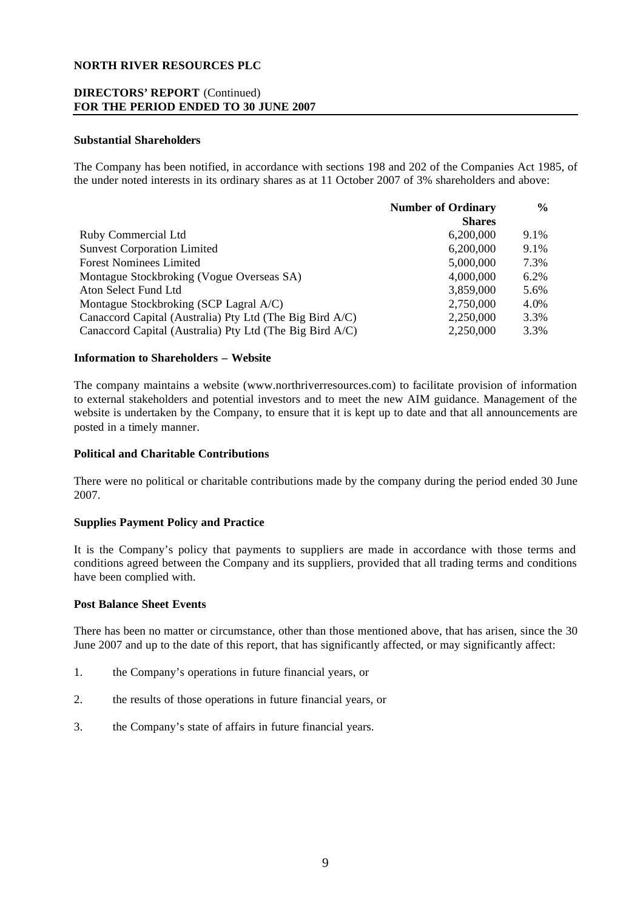**NORTH RIVER RESOURCES PLC**

**DIRECTORS' REPORT** (Continued)
**FOR THE PERIOD ENDED TO 30 JUNE 2007**

**Substantial Shareholders**

The Company has been notified, in accordance with sections 198 and 202 of the Companies Act 1985, of the under noted interests in its ordinary shares as at 11 October 2007 of 3% shareholders and above:

| | **Number of Ordinary Shares** | **%** |
|---|---|---|
| Ruby Commercial Ltd | 6,200,000 | 9.1% |
| Sunvest Corporation Limited | 6,200,000 | 9.1% |
| Forest Nominees Limited | 5,000,000 | 7.3% |
| Montague Stockbroking (Vogue Overseas SA) | 4,000,000 | 6.2% |
| Aton Select Fund Ltd | 3,859,000 | 5.6% |
| Montague Stockbroking (SCP Lagral A/C) | 2,750,000 | 4.0% |
| Canaccord Capital (Australia) Pty Ltd (The Big Bird A/C) | 2,250,000 | 3.3% |
| Canaccord Capital (Australia) Pty Ltd (The Big Bird A/C) | 2,250,000 | 3.3% |

**Information to Shareholders – Website**

The company maintains a website (www.northriverresources.com) to facilitate provision of information to external stakeholders and potential investors and to meet the new AIM guidance. Management of the website is undertaken by the Company, to ensure that it is kept up to date and that all announcements are posted in a timely manner.

**Political and Charitable Contributions**

There were no political or charitable contributions made by the company during the period ended 30 June 2007.

**Supplies Payment Policy and Practice**

It is the Company's policy that payments to suppliers are made in accordance with those terms and conditions agreed between the Company and its suppliers, provided that all trading terms and conditions have been complied with.

**Post Balance Sheet Events**

There has been no matter or circumstance, other than those mentioned above, that has arisen, since the 30 June 2007 and up to the date of this report, that has significantly affected, or may significantly affect:

1. the Company's operations in future financial years, or
2. the results of those operations in future financial years, or
3. the Company's state of affairs in future financial years.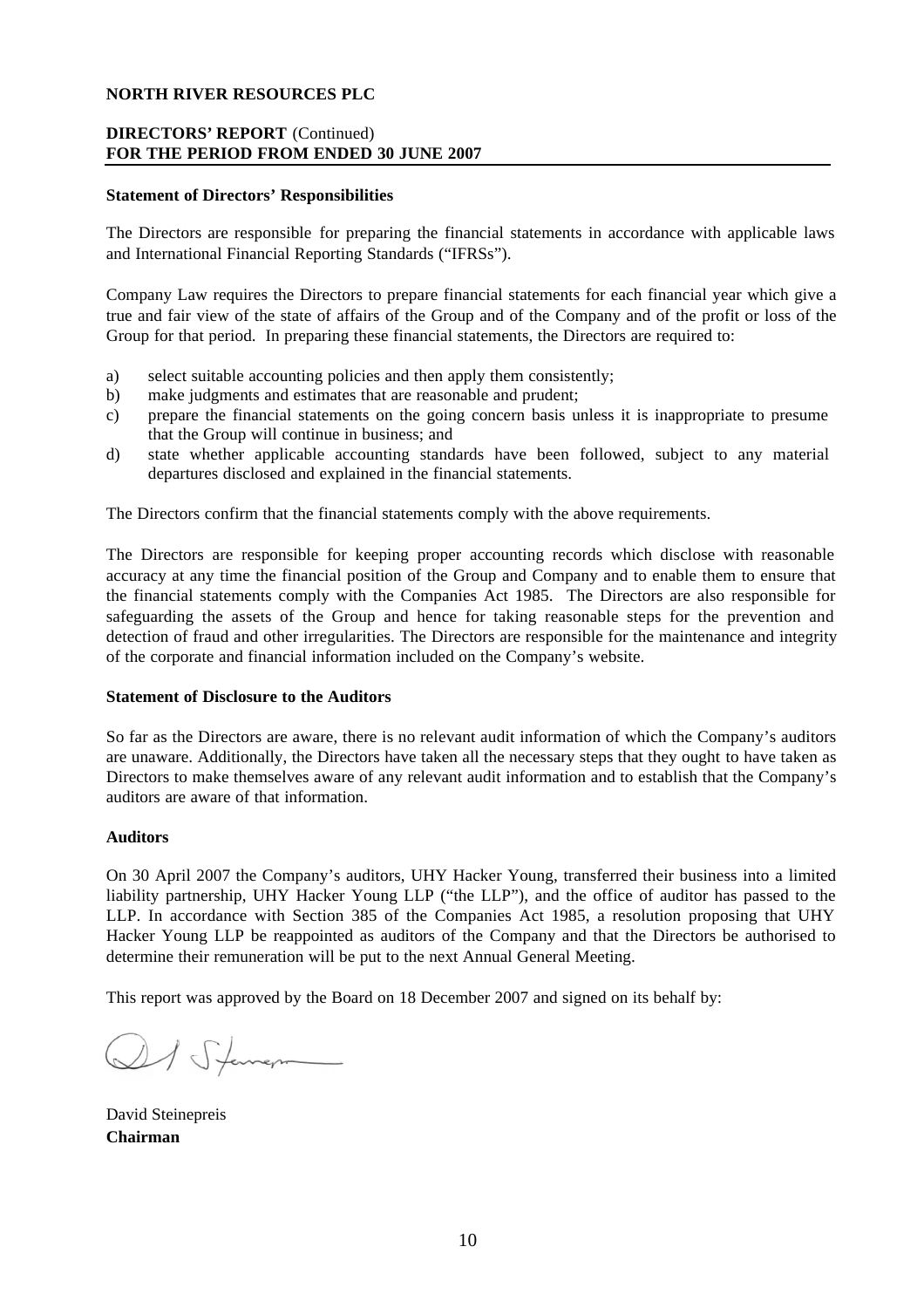**NORTH RIVER RESOURCES PLC**

**DIRECTORS' REPORT** (Continued)
**FOR THE PERIOD FROM ENDED 30 JUNE 2007**

**Statement of Directors' Responsibilities**

The Directors are responsible for preparing the financial statements in accordance with applicable laws and International Financial Reporting Standards ("IFRSs").

Company Law requires the Directors to prepare financial statements for each financial year which give a true and fair view of the state of affairs of the Group and of the Company and of the profit or loss of the Group for that period. In preparing these financial statements, the Directors are required to:

a) select suitable accounting policies and then apply them consistently;
b) make judgments and estimates that are reasonable and prudent;
c) prepare the financial statements on the going concern basis unless it is inappropriate to presume that the Group will continue in business; and
d) state whether applicable accounting standards have been followed, subject to any material departures disclosed and explained in the financial statements.

The Directors confirm that the financial statements comply with the above requirements.

The Directors are responsible for keeping proper accounting records which disclose with reasonable accuracy at any time the financial position of the Group and Company and to enable them to ensure that the financial statements comply with the Companies Act 1985. The Directors are also responsible for safeguarding the assets of the Group and hence for taking reasonable steps for the prevention and detection of fraud and other irregularities. The Directors are responsible for the maintenance and integrity of the corporate and financial information included on the Company's website.

**Statement of Disclosure to the Auditors**

So far as the Directors are aware, there is no relevant audit information of which the Company's auditors are unaware. Additionally, the Directors have taken all the necessary steps that they ought to have taken as Directors to make themselves aware of any relevant audit information and to establish that the Company's auditors are aware of that information.

**Auditors**

On 30 April 2007 the Company's auditors, UHY Hacker Young, transferred their business into a limited liability partnership, UHY Hacker Young LLP ("the LLP"), and the office of auditor has passed to the LLP. In accordance with Section 385 of the Companies Act 1985, a resolution proposing that UHY Hacker Young LLP be reappointed as auditors of the Company and that the Directors be authorised to determine their remuneration will be put to the next Annual General Meeting.

This report was approved by the Board on 18 December 2007 and signed on its behalf by:

David Steinepreis
**Chairman**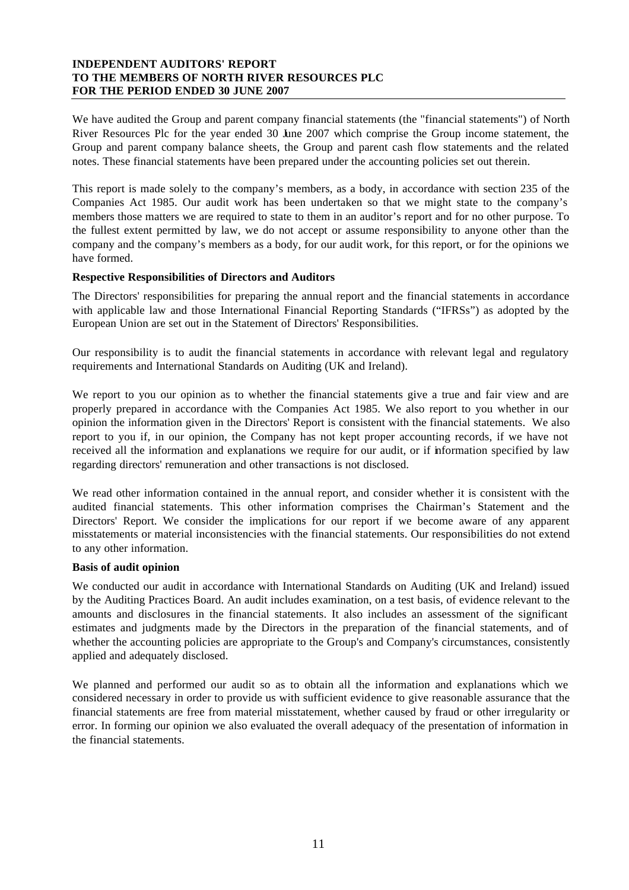# INDEPENDENT AUDITORS' REPORT TO THE MEMBERS OF NORTH RIVER RESOURCES PLC FOR THE PERIOD ENDED 30 JUNE 2007

We have audited the Group and parent company financial statements (the "financial statements") of North River Resources Plc for the year ended 30 June 2007 which comprise the Group income statement, the Group and parent company balance sheets, the Group and parent cash flow statements and the related notes. These financial statements have been prepared under the accounting policies set out therein.

This report is made solely to the company's members, as a body, in accordance with section 235 of the Companies Act 1985. Our audit work has been undertaken so that we might state to the company's members those matters we are required to state to them in an auditor's report and for no other purpose. To the fullest extent permitted by law, we do not accept or assume responsibility to anyone other than the company and the company's members as a body, for our audit work, for this report, or for the opinions we have formed.

**Respective Responsibilities of Directors and Auditors**

The Directors' responsibilities for preparing the annual report and the financial statements in accordance with applicable law and those International Financial Reporting Standards ("IFRSs") as adopted by the European Union are set out in the Statement of Directors' Responsibilities.

Our responsibility is to audit the financial statements in accordance with relevant legal and regulatory requirements and International Standards on Auditing (UK and Ireland).

We report to you our opinion as to whether the financial statements give a true and fair view and are properly prepared in accordance with the Companies Act 1985. We also report to you whether in our opinion the information given in the Directors' Report is consistent with the financial statements. We also report to you if, in our opinion, the Company has not kept proper accounting records, if we have not received all the information and explanations we require for our audit, or if information specified by law regarding directors' remuneration and other transactions is not disclosed.

We read other information contained in the annual report, and consider whether it is consistent with the audited financial statements. This other information comprises the Chairman's Statement and the Directors' Report. We consider the implications for our report if we become aware of any apparent misstatements or material inconsistencies with the financial statements. Our responsibilities do not extend to any other information.

**Basis of audit opinion**

We conducted our audit in accordance with International Standards on Auditing (UK and Ireland) issued by the Auditing Practices Board. An audit includes examination, on a test basis, of evidence relevant to the amounts and disclosures in the financial statements. It also includes an assessment of the significant estimates and judgments made by the Directors in the preparation of the financial statements, and of whether the accounting policies are appropriate to the Group's and Company's circumstances, consistently applied and adequately disclosed.

We planned and performed our audit so as to obtain all the information and explanations which we considered necessary in order to provide us with sufficient evidence to give reasonable assurance that the financial statements are free from material misstatement, whether caused by fraud or other irregularity or error. In forming our opinion we also evaluated the overall adequacy of the presentation of information in the financial statements.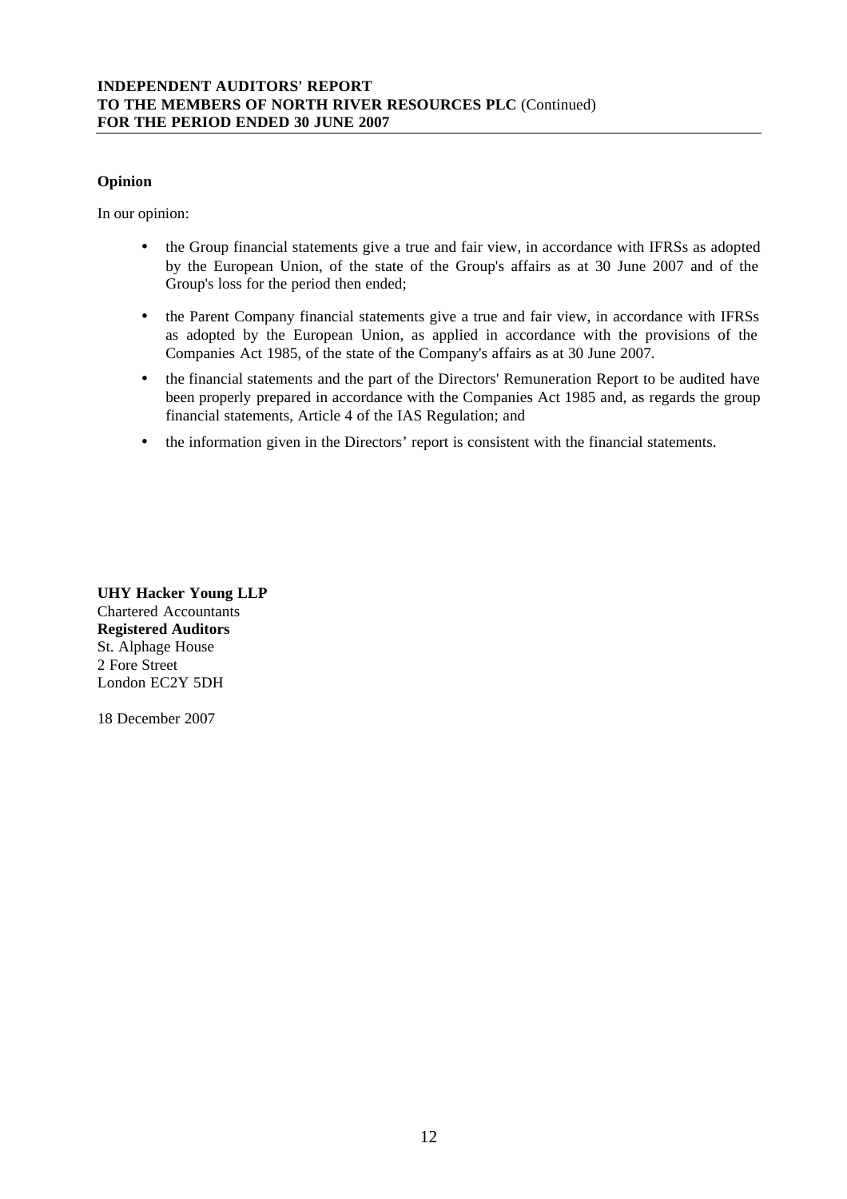## Opinion

In our opinion:

- the Group financial statements give a true and fair view, in accordance with IFRSs as adopted by the European Union, of the state of the Group's affairs as at 30 June 2007 and of the Group's loss for the period then ended;
- the Parent Company financial statements give a true and fair view, in accordance with IFRSs as adopted by the European Union, as applied in accordance with the provisions of the Companies Act 1985, of the state of the Company's affairs as at 30 June 2007.
- the financial statements and the part of the Directors' Remuneration Report to be audited have been properly prepared in accordance with the Companies Act 1985 and, as regards the group financial statements, Article 4 of the IAS Regulation; and
- the information given in the Directors' report is consistent with the financial statements.

**UHY Hacker Young LLP**
Chartered Accountants
**Registered Auditors**
St. Alphage House
2 Fore Street
London EC2Y 5DH

18 December 2007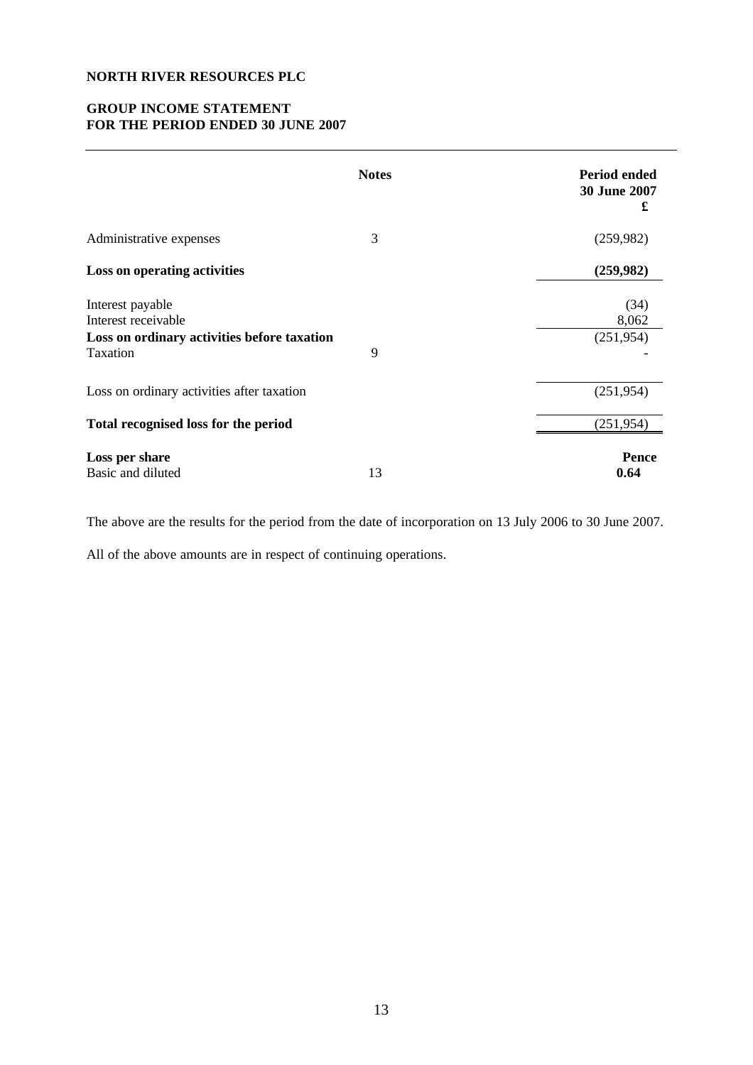**NORTH RIVER RESOURCES PLC**

**GROUP INCOME STATEMENT**
**FOR THE PERIOD ENDED 30 JUNE 2007**

| | **Notes** | **Period ended 30 June 2007 £** |
|---|---|---|
| Administrative expenses | 3 | (259,982) |
| **Loss on operating activities** | | **(259,982)** |
| Interest payable | | (34) |
| Interest receivable | | 8,062 |
| **Loss on ordinary activities before taxation** | | (251,954) |
| Taxation | 9 | - |
| Loss on ordinary activities after taxation | | (251,954) |
| **Total recognised loss for the period** | | (251,954) |
| **Loss per share** | | **Pence** |
| Basic and diluted | 13 | **0.64** |

The above are the results for the period from the date of incorporation on 13 July 2006 to 30 June 2007.

All of the above amounts are in respect of continuing operations.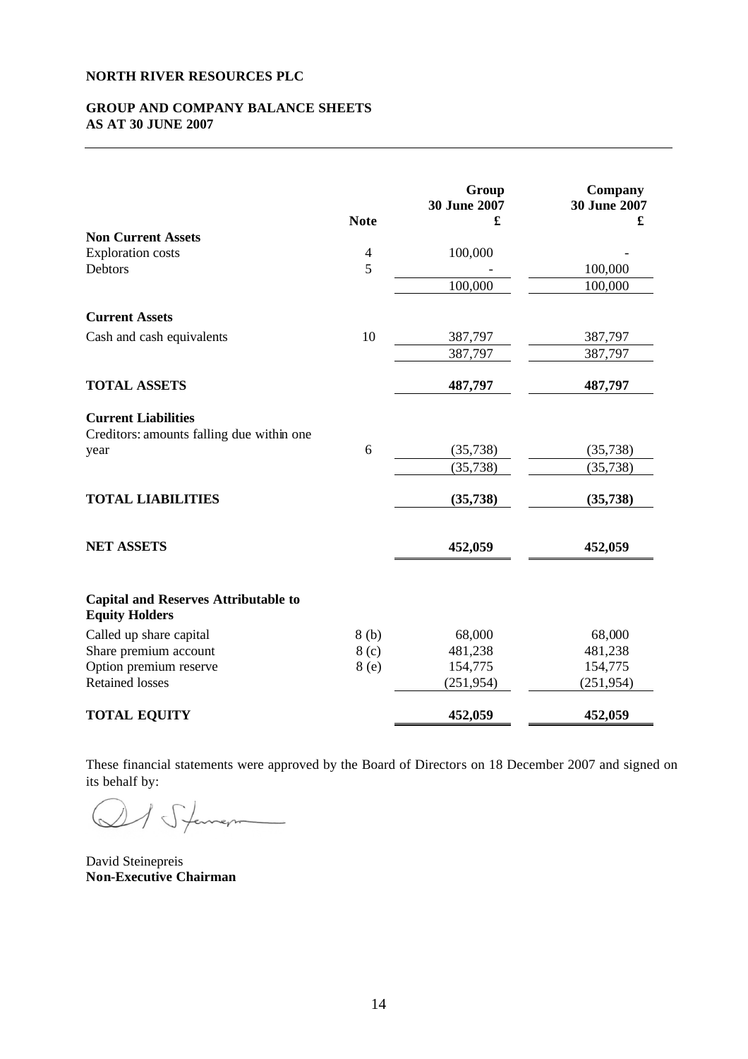**NORTH RIVER RESOURCES PLC**

**GROUP AND COMPANY BALANCE SHEETS**
**AS AT 30 JUNE 2007**

| | Note | Group 30 June 2007 £ | Company 30 June 2007 £ |
|---|---|---|---|
| **Non Current Assets** | | | |
| Exploration costs | 4 | 100,000 | - |
| Debtors | 5 | - | 100,000 |
| | | 100,000 | 100,000 |
| **Current Assets** | | | |
| Cash and cash equivalents | 10 | 387,797 | 387,797 |
| | | 387,797 | 387,797 |
| **TOTAL ASSETS** | | **487,797** | **487,797** |
| **Current Liabilities** | | | |
| Creditors: amounts falling due within one year | 6 | (35,738) | (35,738) |
| | | (35,738) | (35,738) |
| **TOTAL LIABILITIES** | | **(35,738)** | **(35,738)** |
| **NET ASSETS** | | **452,059** | **452,059** |
| **Capital and Reserves Attributable to Equity Holders** | | | |
| Called up share capital | 8 (b) | 68,000 | 68,000 |
| Share premium account | 8 (c) | 481,238 | 481,238 |
| Option premium reserve | 8 (e) | 154,775 | 154,775 |
| Retained losses | | (251,954) | (251,954) |
| **TOTAL EQUITY** | | **452,059** | **452,059** |

These financial statements were approved by the Board of Directors on 18 December 2007 and signed on its behalf by:

David Steinepreis
**Non-Executive Chairman**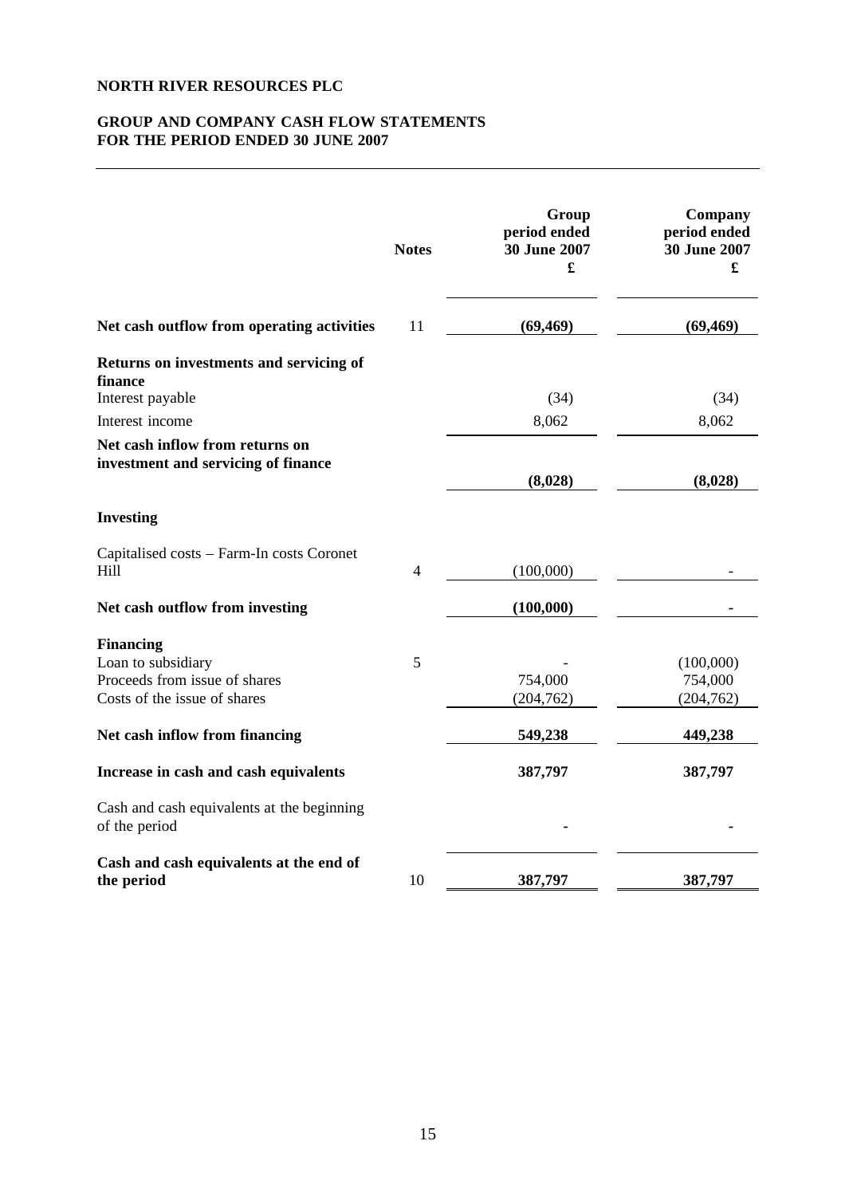**NORTH RIVER RESOURCES PLC**

**GROUP AND COMPANY CASH FLOW STATEMENTS**
**FOR THE PERIOD ENDED 30 JUNE 2007**

| | Notes | Group period ended 30 June 2007 £ | Company period ended 30 June 2007 £ |
|---|---|---|---|
| **Net cash outflow from operating activities** | 11 | **(69,469)** | **(69,469)** |
| **Returns on investments and servicing of finance** | | | |
| Interest payable | | (34) | (34) |
| Interest income | | 8,062 | 8,062 |
| **Net cash inflow from returns on investment and servicing of finance** | | **(8,028)** | **(8,028)** |
| **Investing** | | | |
| Capitalised costs – Farm-In costs Coronet Hill | 4 | (100,000) | - |
| **Net cash outflow from investing** | | **(100,000)** | **-** |
| **Financing** | | | |
| Loan to subsidiary | 5 | - | (100,000) |
| Proceeds from issue of shares | | 754,000 | 754,000 |
| Costs of the issue of shares | | (204,762) | (204,762) |
| **Net cash inflow from financing** | | **549,238** | **449,238** |
| **Increase in cash and cash equivalents** | | **387,797** | **387,797** |
| Cash and cash equivalents at the beginning of the period | | - | - |
| **Cash and cash equivalents at the end of the period** | 10 | **387,797** | **387,797** |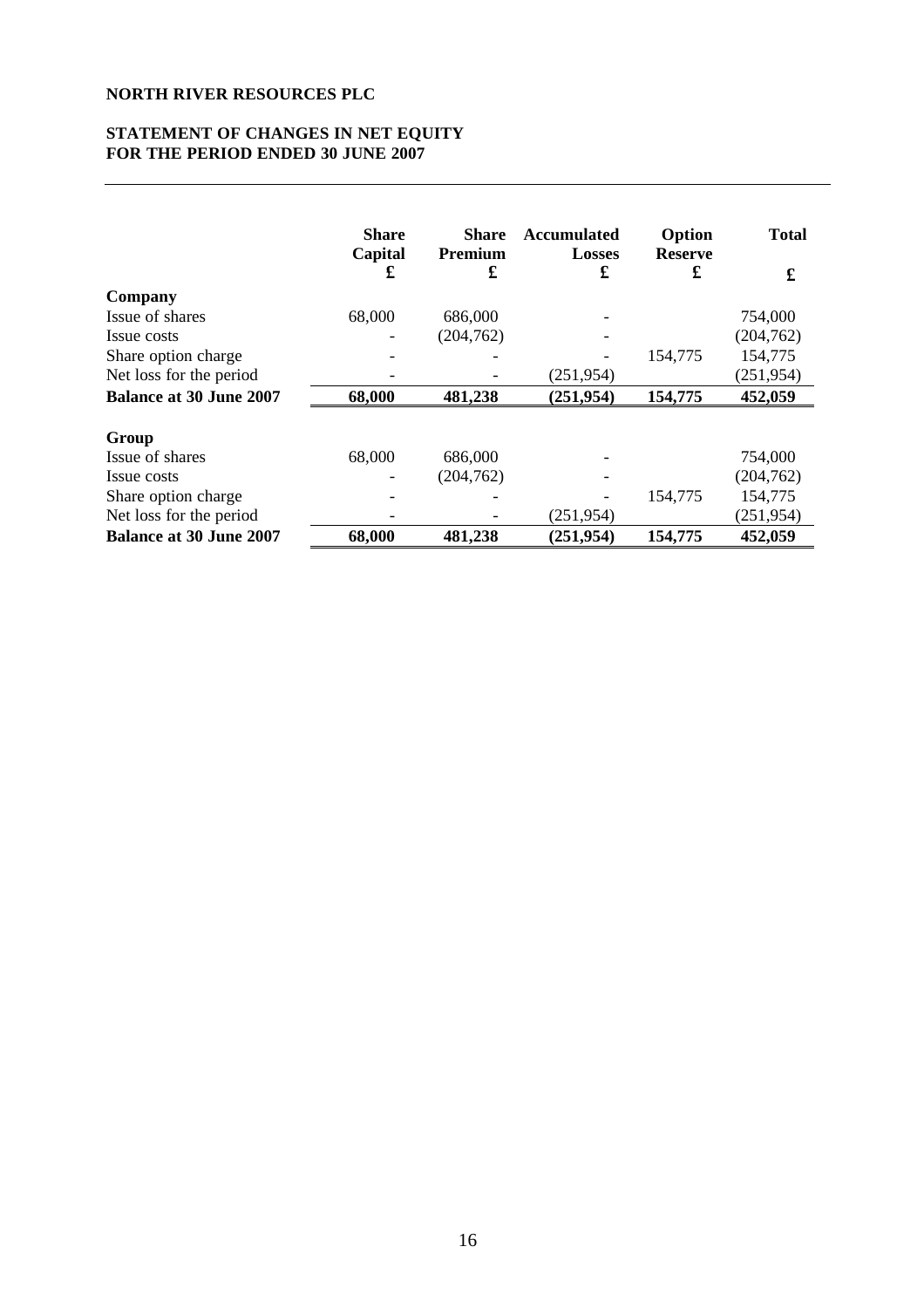**NORTH RIVER RESOURCES PLC**

**STATEMENT OF CHANGES IN NET EQUITY**
**FOR THE PERIOD ENDED 30 JUNE 2007**

| | Share Capital £ | Share Premium £ | Accumulated Losses £ | Option Reserve £ | Total £ |
|---|---|---|---|---|---|
| **Company** | | | | | |
| Issue of shares | 68,000 | 686,000 | - | | 754,000 |
| Issue costs | - | (204,762) | - | | (204,762) |
| Share option charge | - | - | - | 154,775 | 154,775 |
| Net loss for the period | - | - | (251,954) | | (251,954) |
| **Balance at 30 June 2007** | **68,000** | **481,238** | **(251,954)** | **154,775** | **452,059** |
| | | | | | |
| **Group** | | | | | |
| Issue of shares | 68,000 | 686,000 | - | | 754,000 |
| Issue costs | - | (204,762) | - | | (204,762) |
| Share option charge | - | - | - | 154,775 | 154,775 |
| Net loss for the period | - | - | (251,954) | | (251,954) |
| **Balance at 30 June 2007** | **68,000** | **481,238** | **(251,954)** | **154,775** | **452,059** |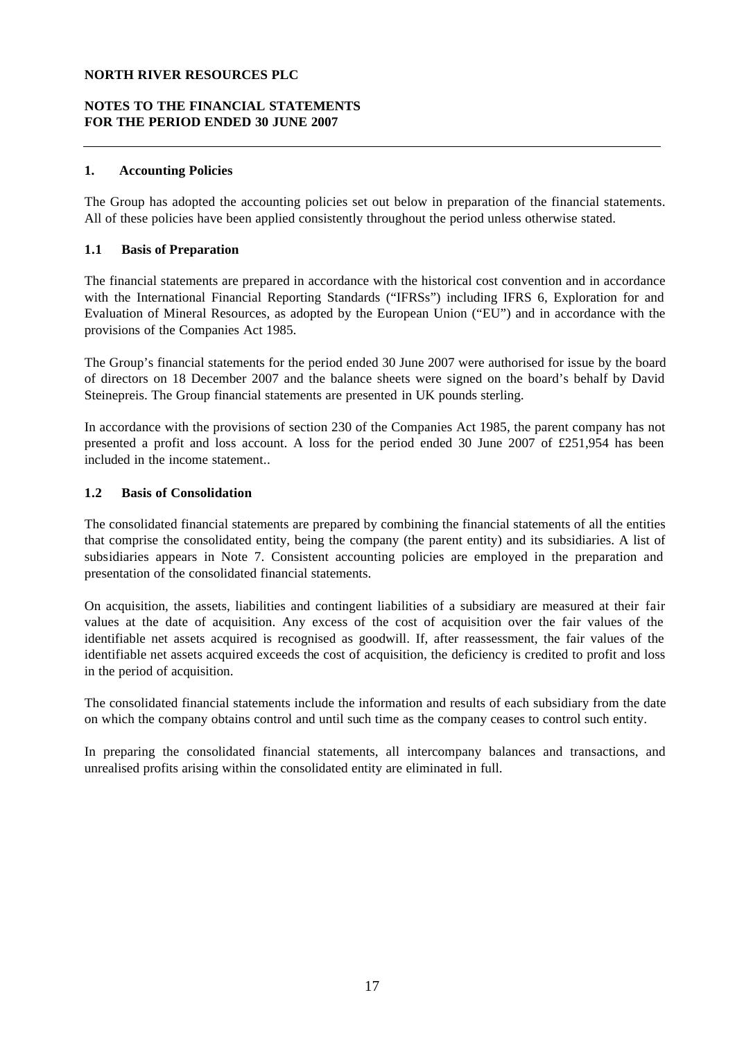**NORTH RIVER RESOURCES PLC**

**NOTES TO THE FINANCIAL STATEMENTS**
**FOR THE PERIOD ENDED 30 JUNE 2007**

## 1. Accounting Policies

The Group has adopted the accounting policies set out below in preparation of the financial statements. All of these policies have been applied consistently throughout the period unless otherwise stated.

### 1.1 Basis of Preparation

The financial statements are prepared in accordance with the historical cost convention and in accordance with the International Financial Reporting Standards ("IFRSs") including IFRS 6, Exploration for and Evaluation of Mineral Resources, as adopted by the European Union ("EU") and in accordance with the provisions of the Companies Act 1985.

The Group's financial statements for the period ended 30 June 2007 were authorised for issue by the board of directors on 18 December 2007 and the balance sheets were signed on the board's behalf by David Steinepreis. The Group financial statements are presented in UK pounds sterling.

In accordance with the provisions of section 230 of the Companies Act 1985, the parent company has not presented a profit and loss account. A loss for the period ended 30 June 2007 of £251,954 has been included in the income statement..

### 1.2 Basis of Consolidation

The consolidated financial statements are prepared by combining the financial statements of all the entities that comprise the consolidated entity, being the company (the parent entity) and its subsidiaries. A list of subsidiaries appears in Note 7. Consistent accounting policies are employed in the preparation and presentation of the consolidated financial statements.

On acquisition, the assets, liabilities and contingent liabilities of a subsidiary are measured at their fair values at the date of acquisition. Any excess of the cost of acquisition over the fair values of the identifiable net assets acquired is recognised as goodwill. If, after reassessment, the fair values of the identifiable net assets acquired exceeds the cost of acquisition, the deficiency is credited to profit and loss in the period of acquisition.

The consolidated financial statements include the information and results of each subsidiary from the date on which the company obtains control and until such time as the company ceases to control such entity.

In preparing the consolidated financial statements, all intercompany balances and transactions, and unrealised profits arising within the consolidated entity are eliminated in full.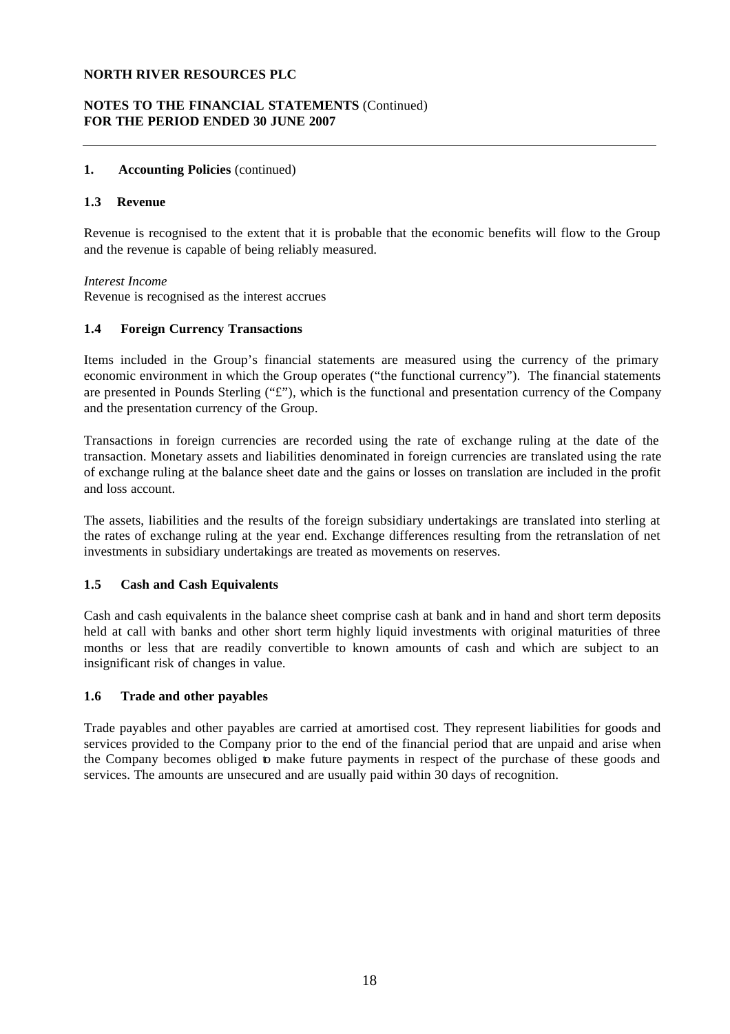**NORTH RIVER RESOURCES PLC**

**NOTES TO THE FINANCIAL STATEMENTS** (Continued)
**FOR THE PERIOD ENDED 30 JUNE 2007**

**1. Accounting Policies** (continued)

**1.3 Revenue**

Revenue is recognised to the extent that it is probable that the economic benefits will flow to the Group and the revenue is capable of being reliably measured.

*Interest Income*
Revenue is recognised as the interest accrues

**1.4 Foreign Currency Transactions**

Items included in the Group's financial statements are measured using the currency of the primary economic environment in which the Group operates ("the functional currency"). The financial statements are presented in Pounds Sterling ("£"), which is the functional and presentation currency of the Company and the presentation currency of the Group.

Transactions in foreign currencies are recorded using the rate of exchange ruling at the date of the transaction. Monetary assets and liabilities denominated in foreign currencies are translated using the rate of exchange ruling at the balance sheet date and the gains or losses on translation are included in the profit and loss account.

The assets, liabilities and the results of the foreign subsidiary undertakings are translated into sterling at the rates of exchange ruling at the year end. Exchange differences resulting from the retranslation of net investments in subsidiary undertakings are treated as movements on reserves.

**1.5 Cash and Cash Equivalents**

Cash and cash equivalents in the balance sheet comprise cash at bank and in hand and short term deposits held at call with banks and other short term highly liquid investments with original maturities of three months or less that are readily convertible to known amounts of cash and which are subject to an insignificant risk of changes in value.

**1.6 Trade and other payables**

Trade payables and other payables are carried at amortised cost. They represent liabilities for goods and services provided to the Company prior to the end of the financial period that are unpaid and arise when the Company becomes obliged to make future payments in respect of the purchase of these goods and services. The amounts are unsecured and are usually paid within 30 days of recognition.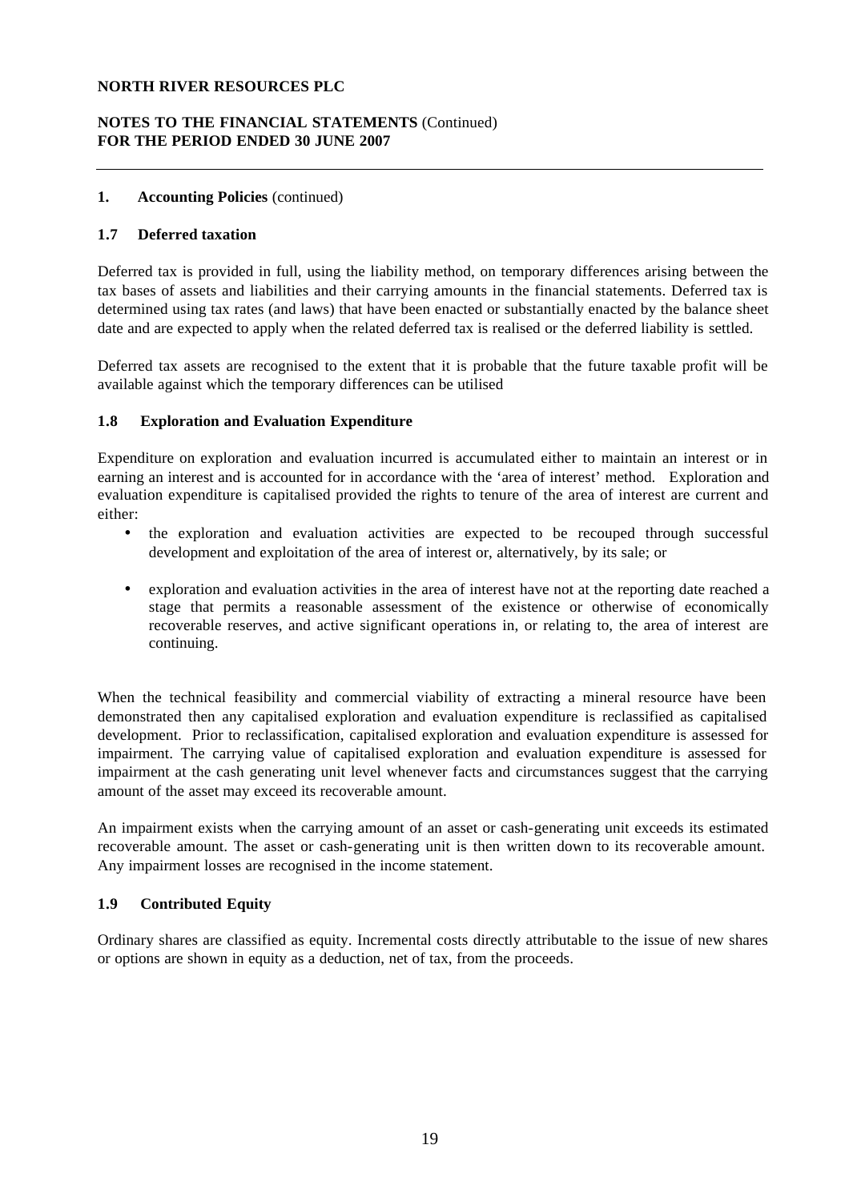**NORTH RIVER RESOURCES PLC**

**NOTES TO THE FINANCIAL STATEMENTS** (Continued)
**FOR THE PERIOD ENDED 30 JUNE 2007**

**1. Accounting Policies** (continued)

**1.7 Deferred taxation**

Deferred tax is provided in full, using the liability method, on temporary differences arising between the tax bases of assets and liabilities and their carrying amounts in the financial statements. Deferred tax is determined using tax rates (and laws) that have been enacted or substantially enacted by the balance sheet date and are expected to apply when the related deferred tax is realised or the deferred liability is settled.

Deferred tax assets are recognised to the extent that it is probable that the future taxable profit will be available against which the temporary differences can be utilised

**1.8 Exploration and Evaluation Expenditure**

Expenditure on exploration and evaluation incurred is accumulated either to maintain an interest or in earning an interest and is accounted for in accordance with the 'area of interest' method. Exploration and evaluation expenditure is capitalised provided the rights to tenure of the area of interest are current and either:

- the exploration and evaluation activities are expected to be recouped through successful development and exploitation of the area of interest or, alternatively, by its sale; or
- exploration and evaluation activities in the area of interest have not at the reporting date reached a stage that permits a reasonable assessment of the existence or otherwise of economically recoverable reserves, and active significant operations in, or relating to, the area of interest are continuing.

When the technical feasibility and commercial viability of extracting a mineral resource have been demonstrated then any capitalised exploration and evaluation expenditure is reclassified as capitalised development. Prior to reclassification, capitalised exploration and evaluation expenditure is assessed for impairment. The carrying value of capitalised exploration and evaluation expenditure is assessed for impairment at the cash generating unit level whenever facts and circumstances suggest that the carrying amount of the asset may exceed its recoverable amount.

An impairment exists when the carrying amount of an asset or cash-generating unit exceeds its estimated recoverable amount. The asset or cash-generating unit is then written down to its recoverable amount. Any impairment losses are recognised in the income statement.

**1.9 Contributed Equity**

Ordinary shares are classified as equity. Incremental costs directly attributable to the issue of new shares or options are shown in equity as a deduction, net of tax, from the proceeds.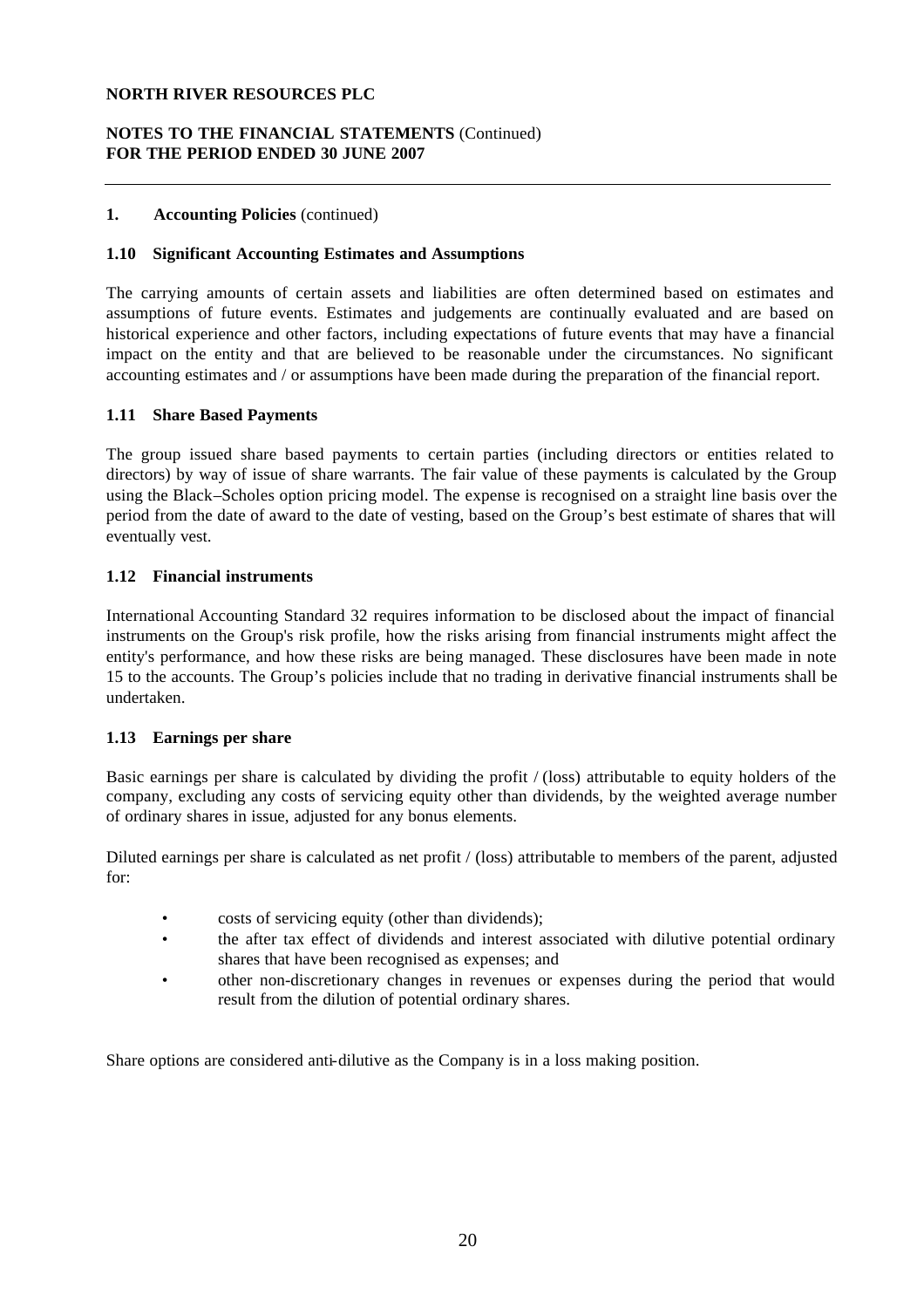**NORTH RIVER RESOURCES PLC**

**NOTES TO THE FINANCIAL STATEMENTS** (Continued)
**FOR THE PERIOD ENDED 30 JUNE 2007**

**1. Accounting Policies** (continued)

### 1.10 Significant Accounting Estimates and Assumptions

The carrying amounts of certain assets and liabilities are often determined based on estimates and assumptions of future events. Estimates and judgements are continually evaluated and are based on historical experience and other factors, including expectations of future events that may have a financial impact on the entity and that are believed to be reasonable under the circumstances. No significant accounting estimates and / or assumptions have been made during the preparation of the financial report.

### 1.11 Share Based Payments

The group issued share based payments to certain parties (including directors or entities related to directors) by way of issue of share warrants. The fair value of these payments is calculated by the Group using the Black–Scholes option pricing model. The expense is recognised on a straight line basis over the period from the date of award to the date of vesting, based on the Group's best estimate of shares that will eventually vest.

### 1.12 Financial instruments

International Accounting Standard 32 requires information to be disclosed about the impact of financial instruments on the Group's risk profile, how the risks arising from financial instruments might affect the entity's performance, and how these risks are being managed. These disclosures have been made in note 15 to the accounts. The Group's policies include that no trading in derivative financial instruments shall be undertaken.

### 1.13 Earnings per share

Basic earnings per share is calculated by dividing the profit / (loss) attributable to equity holders of the company, excluding any costs of servicing equity other than dividends, by the weighted average number of ordinary shares in issue, adjusted for any bonus elements.

Diluted earnings per share is calculated as net profit / (loss) attributable to members of the parent, adjusted for:

- costs of servicing equity (other than dividends);
- the after tax effect of dividends and interest associated with dilutive potential ordinary shares that have been recognised as expenses; and
- other non-discretionary changes in revenues or expenses during the period that would result from the dilution of potential ordinary shares.

Share options are considered anti-dilutive as the Company is in a loss making position.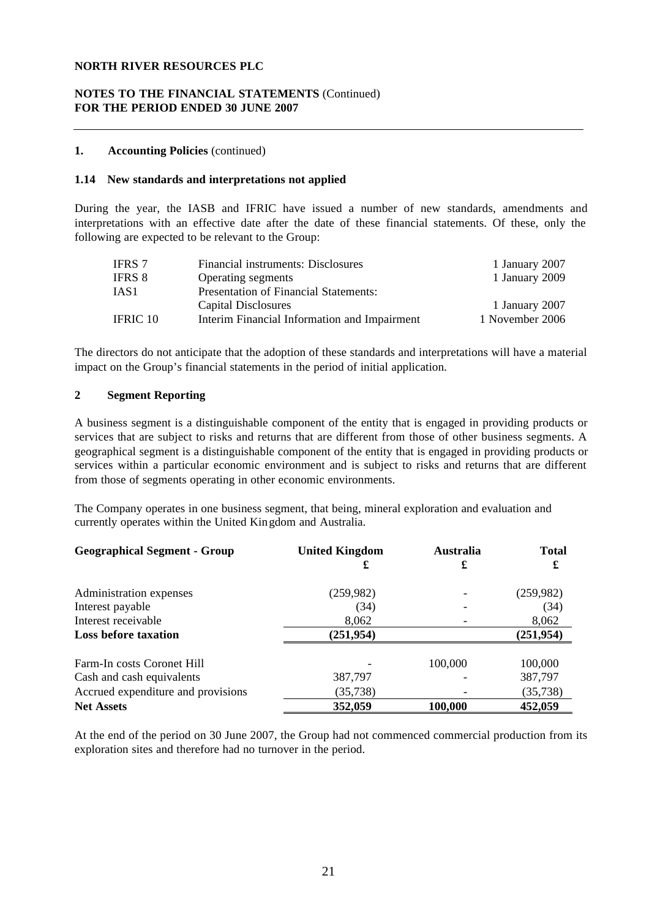**NORTH RIVER RESOURCES PLC**

**NOTES TO THE FINANCIAL STATEMENTS** (Continued)
**FOR THE PERIOD ENDED 30 JUNE 2007**

**1. Accounting Policies** (continued)

**1.14 New standards and interpretations not applied**

During the year, the IASB and IFRIC have issued a number of new standards, amendments and interpretations with an effective date after the date of these financial statements. Of these, only the following are expected to be relevant to the Group:

| | | |
|---|---|---|
| IFRS 7 | Financial instruments: Disclosures | 1 January 2007 |
| IFRS 8 | Operating segments | 1 January 2009 |
| IAS1 | Presentation of Financial Statements: | |
| | Capital Disclosures | 1 January 2007 |
| IFRIC 10 | Interim Financial Information and Impairment | 1 November 2006 |

The directors do not anticipate that the adoption of these standards and interpretations will have a material impact on the Group's financial statements in the period of initial application.

**2 Segment Reporting**

A business segment is a distinguishable component of the entity that is engaged in providing products or services that are subject to risks and returns that are different from those of other business segments. A geographical segment is a distinguishable component of the entity that is engaged in providing products or services within a particular economic environment and is subject to risks and returns that are different from those of segments operating in other economic environments.

The Company operates in one business segment, that being, mineral exploration and evaluation and currently operates within the United Kingdom and Australia.

| **Geographical Segment - Group** | **United Kingdom** | **Australia** | **Total** |
|---|---|---|---|
| | **£** | **£** | **£** |
| Administration expenses | (259,982) | - | (259,982) |
| Interest payable | (34) | - | (34) |
| Interest receivable | 8,062 | - | 8,062 |
| **Loss before taxation** | **(251,954)** | | **(251,954)** |
| Farm-In costs Coronet Hill | - | 100,000 | 100,000 |
| Cash and cash equivalents | 387,797 | - | 387,797 |
| Accrued expenditure and provisions | (35,738) | - | (35,738) |
| **Net Assets** | **352,059** | **100,000** | **452,059** |

At the end of the period on 30 June 2007, the Group had not commenced commercial production from its exploration sites and therefore had no turnover in the period.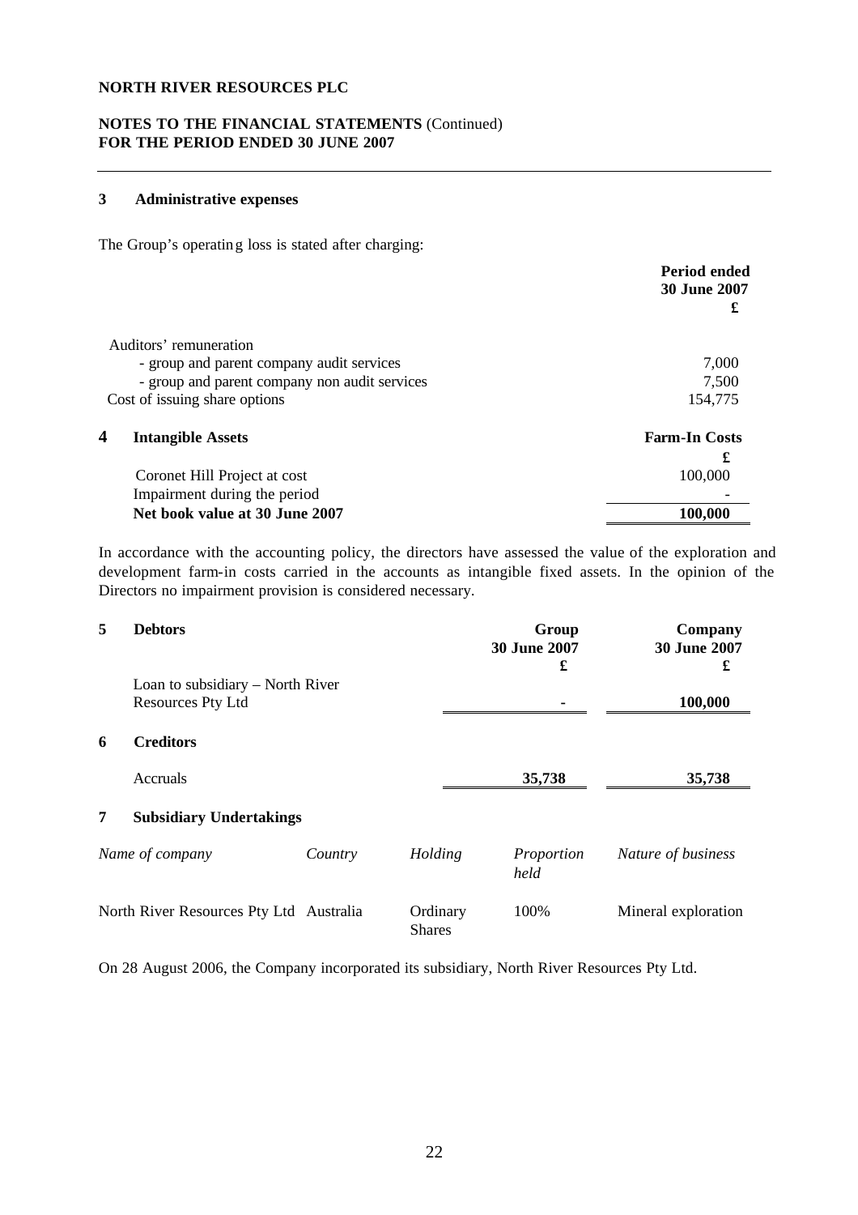**NORTH RIVER RESOURCES PLC**

**NOTES TO THE FINANCIAL STATEMENTS** (Continued)
**FOR THE PERIOD ENDED 30 JUNE 2007**

## 3 Administrative expenses

The Group's operating loss is stated after charging:

| | Period ended 30 June 2007 £ |
|---|---|
| Auditors' remuneration | |
| - group and parent company audit services | 7,000 |
| - group and parent company non audit services | 7,500 |
| Cost of issuing share options | 154,775 |

## 4 Intangible Assets

| | Farm-In Costs £ |
|---|---|
| Coronet Hill Project at cost | 100,000 |
| Impairment during the period | - |
| **Net book value at 30 June 2007** | **100,000** |

In accordance with the accounting policy, the directors have assessed the value of the exploration and development farm-in costs carried in the accounts as intangible fixed assets. In the opinion of the Directors no impairment provision is considered necessary.

## 5 Debtors

| | Group 30 June 2007 £ | Company 30 June 2007 £ |
|---|---|---|
| Loan to subsidiary – North River Resources Pty Ltd | - | **100,000** |

## 6 Creditors

| | Group 30 June 2007 £ | Company 30 June 2007 £ |
|---|---|---|
| Accruals | **35,738** | **35,738** |

## 7 Subsidiary Undertakings

| *Name of company* | *Country* | *Holding* | *Proportion held* | *Nature of business* |
|---|---|---|---|---|
| North River Resources Pty Ltd | Australia | Ordinary Shares | 100% | Mineral exploration |

On 28 August 2006, the Company incorporated its subsidiary, North River Resources Pty Ltd.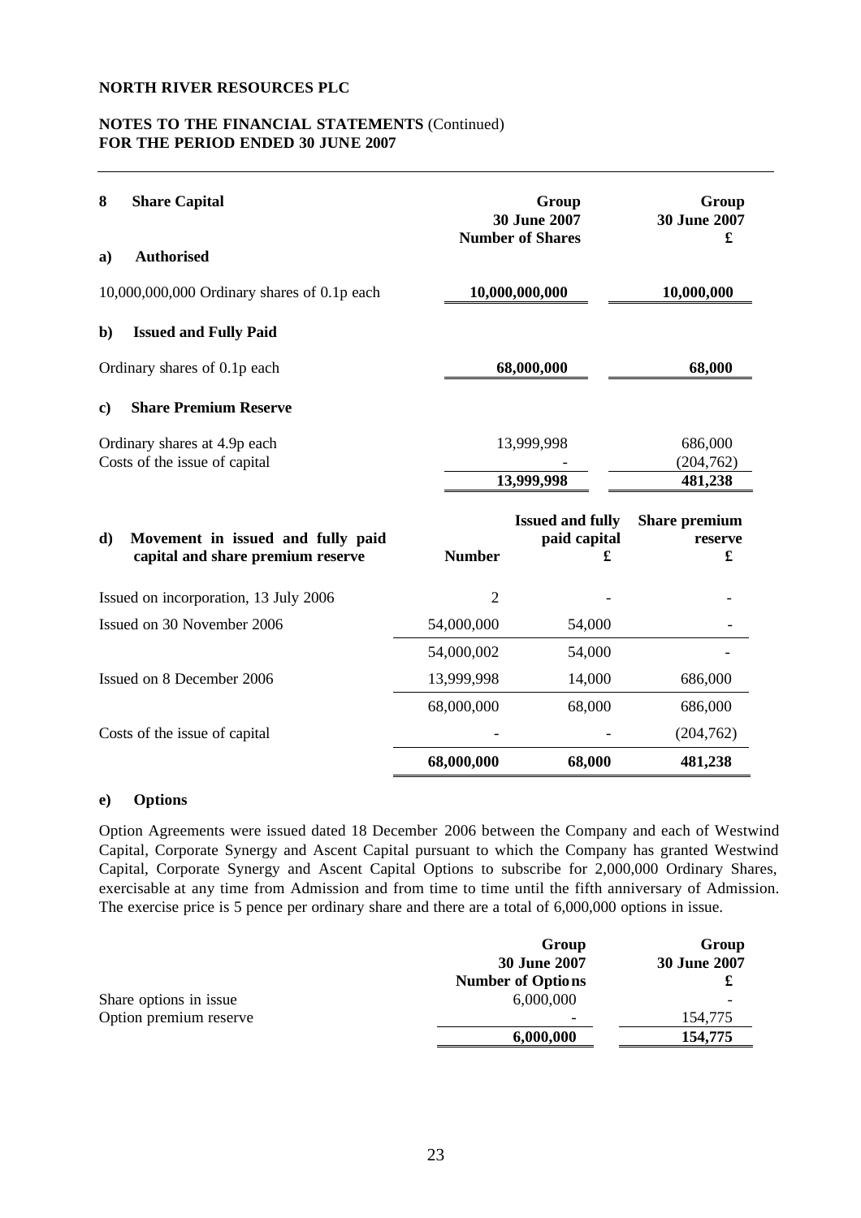**NORTH RIVER RESOURCES PLC**

**NOTES TO THE FINANCIAL STATEMENTS** (Continued)
**FOR THE PERIOD ENDED 30 JUNE 2007**

## 8 Share Capital

| | Group 30 June 2007 Number of Shares | Group 30 June 2007 £ |
|---|---|---|
| **a) Authorised** | | |
| 10,000,000,000 Ordinary shares of 0.1p each | 10,000,000,000 | 10,000,000 |
| **b) Issued and Fully Paid** | | |
| Ordinary shares of 0.1p each | 68,000,000 | 68,000 |
| **c) Share Premium Reserve** | | |
| Ordinary shares at 4.9p each | 13,999,998 | 686,000 |
| Costs of the issue of capital | - | (204,762) |
| | 13,999,998 | 481,238 |

**d) Movement in issued and fully paid capital and share premium reserve**

| | Number | Issued and fully paid capital £ | Share premium reserve £ |
|---|---|---|---|
| Issued on incorporation, 13 July 2006 | 2 | - | - |
| Issued on 30 November 2006 | 54,000,000 | 54,000 | - |
| | 54,000,002 | 54,000 | - |
| Issued on 8 December 2006 | 13,999,998 | 14,000 | 686,000 |
| | 68,000,000 | 68,000 | 686,000 |
| Costs of the issue of capital | - | - | (204,762) |
| | **68,000,000** | **68,000** | **481,238** |

**e) Options**

Option Agreements were issued dated 18 December 2006 between the Company and each of Westwind Capital, Corporate Synergy and Ascent Capital pursuant to which the Company has granted Westwind Capital, Corporate Synergy and Ascent Capital Options to subscribe for 2,000,000 Ordinary Shares, exercisable at any time from Admission and from time to time until the fifth anniversary of Admission. The exercise price is 5 pence per ordinary share and there are a total of 6,000,000 options in issue.

| | Group 30 June 2007 Number of Options | Group 30 June 2007 £ |
|---|---|---|
| Share options in issue | 6,000,000 | - |
| Option premium reserve | - | 154,775 |
| | **6,000,000** | **154,775** |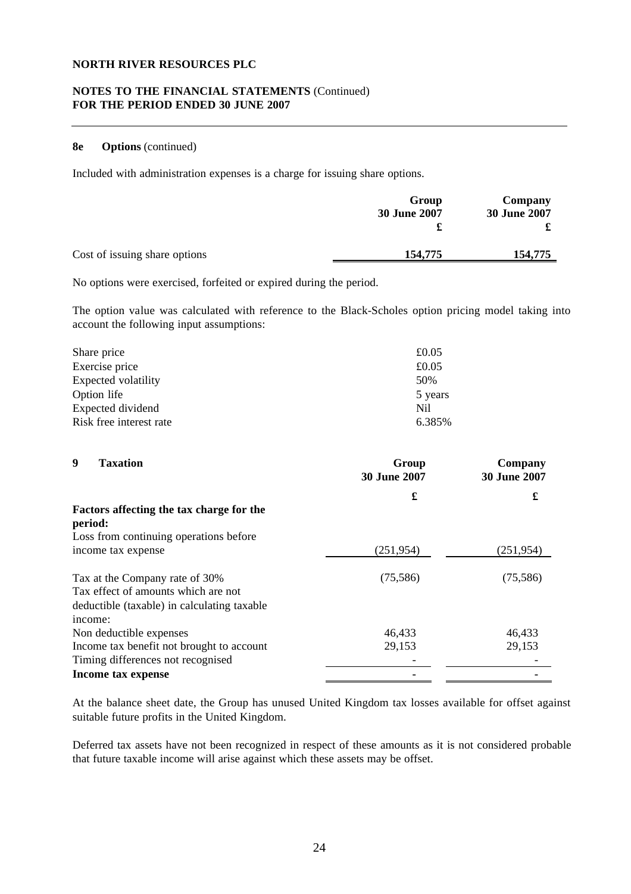**NORTH RIVER RESOURCES PLC**

**NOTES TO THE FINANCIAL STATEMENTS** (Continued)
**FOR THE PERIOD ENDED 30 JUNE 2007**

### 8e Options (continued)

Included with administration expenses is a charge for issuing share options.

| | Group 30 June 2007 £ | Company 30 June 2007 £ |
|---|---|---|
| Cost of issuing share options | **154,775** | **154,775** |

No options were exercised, forfeited or expired during the period.

The option value was calculated with reference to the Black-Scholes option pricing model taking into account the following input assumptions:

| | |
|---|---|
| Share price | £0.05 |
| Exercise price | £0.05 |
| Expected volatility | 50% |
| Option life | 5 years |
| Expected dividend | Nil |
| Risk free interest rate | 6.385% |

### 9 Taxation

| | Group 30 June 2007 £ | Company 30 June 2007 £ |
|---|---|---|
| **Factors affecting the tax charge for the period:** | | |
| Loss from continuing operations before income tax expense | (251,954) | (251,954) |
| Tax at the Company rate of 30% | (75,586) | (75,586) |
| Tax effect of amounts which are not deductible (taxable) in calculating taxable income: | | |
| Non deductible expenses | 46,433 | 46,433 |
| Income tax benefit not brought to account | 29,153 | 29,153 |
| Timing differences not recognised | - | - |
| **Income tax expense** | - | - |

At the balance sheet date, the Group has unused United Kingdom tax losses available for offset against suitable future profits in the United Kingdom.

Deferred tax assets have not been recognized in respect of these amounts as it is not considered probable that future taxable income will arise against which these assets may be offset.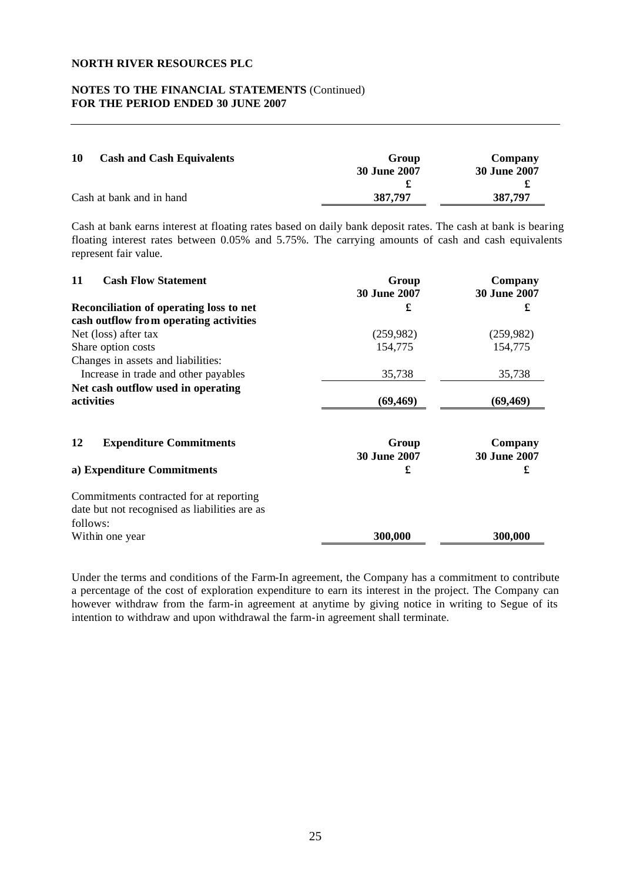**NORTH RIVER RESOURCES PLC**

**NOTES TO THE FINANCIAL STATEMENTS** (Continued)
**FOR THE PERIOD ENDED 30 JUNE 2007**

---

| **10 Cash and Cash Equivalents** | **Group 30 June 2007** | **Company 30 June 2007** |
|---|---|---|
| | **£** | **£** |
| Cash at bank and in hand | **387,797** | **387,797** |

Cash at bank earns interest at floating rates based on daily bank deposit rates. The cash at bank is bearing floating interest rates between 0.05% and 5.75%. The carrying amounts of cash and cash equivalents represent fair value.

| **11 Cash Flow Statement** | **Group 30 June 2007** | **Company 30 June 2007** |
|---|---|---|
| **Reconciliation of operating loss to net cash outflow from operating activities** | **£** | **£** |
| Net (loss) after tax | (259,982) | (259,982) |
| Share option costs | 154,775 | 154,775 |
| Changes in assets and liabilities: | | |
| Increase in trade and other payables | 35,738 | 35,738 |
| **Net cash outflow used in operating activities** | **(69,469)** | **(69,469)** |

| **12 Expenditure Commitments** | **Group 30 June 2007** | **Company 30 June 2007** |
|---|---|---|
| **a) Expenditure Commitments** | **£** | **£** |
| Commitments contracted for at reporting date but not recognised as liabilities are as follows: | | |
| Within one year | **300,000** | **300,000** |

Under the terms and conditions of the Farm-In agreement, the Company has a commitment to contribute a percentage of the cost of exploration expenditure to earn its interest in the project. The Company can however withdraw from the farm-in agreement at anytime by giving notice in writing to Segue of its intention to withdraw and upon withdrawal the farm-in agreement shall terminate.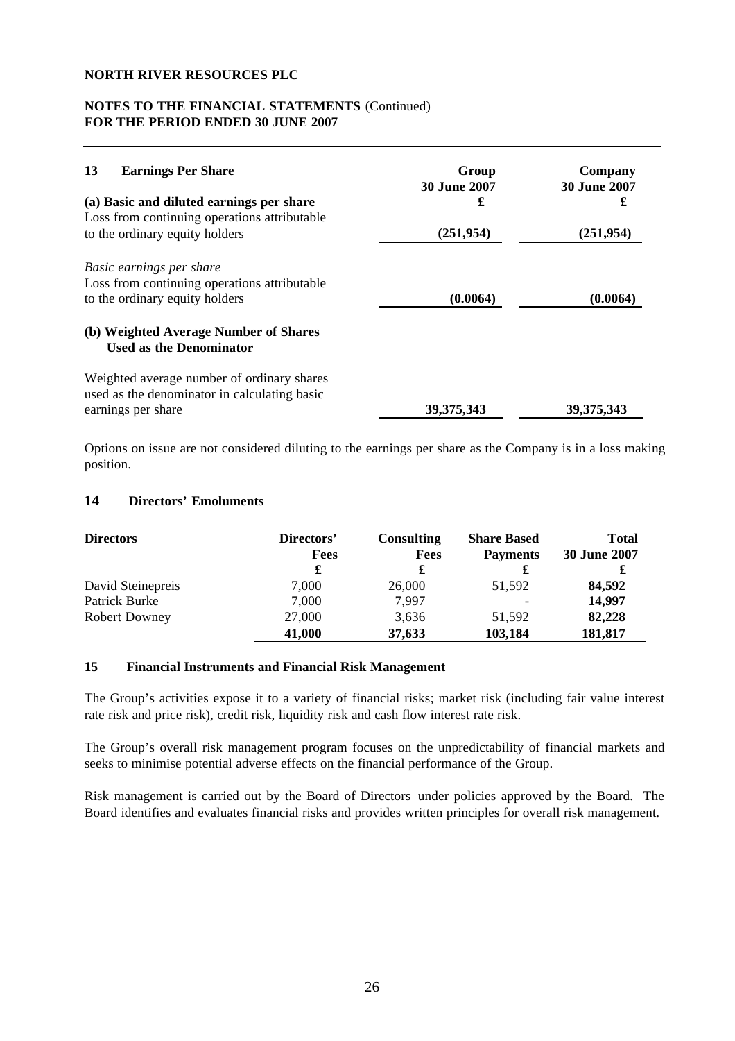**NORTH RIVER RESOURCES PLC**

**NOTES TO THE FINANCIAL STATEMENTS** (Continued)
**FOR THE PERIOD ENDED 30 JUNE 2007**

## 13 Earnings Per Share

| | Group 30 June 2007 £ | Company 30 June 2007 £ |
|---|---|---|
| **(a) Basic and diluted earnings per share** | | |
| Loss from continuing operations attributable to the ordinary equity holders | **(251,954)** | **(251,954)** |
| *Basic earnings per share* | | |
| Loss from continuing operations attributable to the ordinary equity holders | **(0.0064)** | **(0.0064)** |
| **(b) Weighted Average Number of Shares Used as the Denominator** | | |
| Weighted average number of ordinary shares used as the denominator in calculating basic earnings per share | **39,375,343** | **39,375,343** |

Options on issue are not considered diluting to the earnings per share as the Company is in a loss making position.

## 14 Directors' Emoluments

| Directors | Directors' Fees £ | Consulting Fees £ | Share Based Payments £ | Total 30 June 2007 £ |
|---|---|---|---|---|
| David Steinepreis | 7,000 | 26,000 | 51,592 | **84,592** |
| Patrick Burke | 7,000 | 7,997 | - | **14,997** |
| Robert Downey | 27,000 | 3,636 | 51,592 | **82,228** |
| | **41,000** | **37,633** | **103,184** | **181,817** |

## 15 Financial Instruments and Financial Risk Management

The Group's activities expose it to a variety of financial risks; market risk (including fair value interest rate risk and price risk), credit risk, liquidity risk and cash flow interest rate risk.

The Group's overall risk management program focuses on the unpredictability of financial markets and seeks to minimise potential adverse effects on the financial performance of the Group.

Risk management is carried out by the Board of Directors under policies approved by the Board. The Board identifies and evaluates financial risks and provides written principles for overall risk management.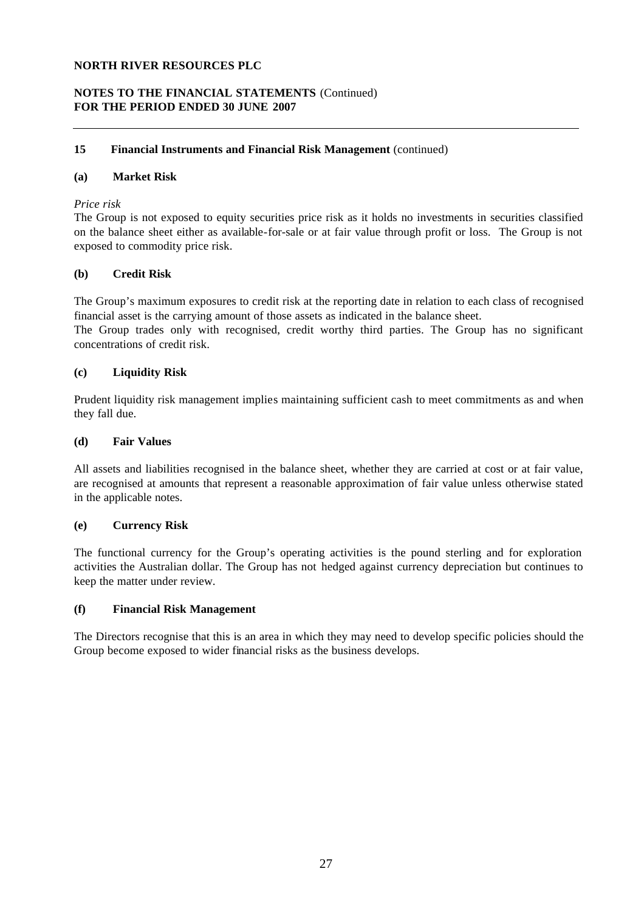**NORTH RIVER RESOURCES PLC**

**NOTES TO THE FINANCIAL STATEMENTS** (Continued)
**FOR THE PERIOD ENDED 30 JUNE 2007**

---

### 15 Financial Instruments and Financial Risk Management (continued)

#### (a) Market Risk

*Price risk*
The Group is not exposed to equity securities price risk as it holds no investments in securities classified on the balance sheet either as available-for-sale or at fair value through profit or loss. The Group is not exposed to commodity price risk.

#### (b) Credit Risk

The Group's maximum exposures to credit risk at the reporting date in relation to each class of recognised financial asset is the carrying amount of those assets as indicated in the balance sheet.
The Group trades only with recognised, credit worthy third parties. The Group has no significant concentrations of credit risk.

#### (c) Liquidity Risk

Prudent liquidity risk management implies maintaining sufficient cash to meet commitments as and when they fall due.

#### (d) Fair Values

All assets and liabilities recognised in the balance sheet, whether they are carried at cost or at fair value, are recognised at amounts that represent a reasonable approximation of fair value unless otherwise stated in the applicable notes.

#### (e) Currency Risk

The functional currency for the Group's operating activities is the pound sterling and for exploration activities the Australian dollar. The Group has not hedged against currency depreciation but continues to keep the matter under review.

#### (f) Financial Risk Management

The Directors recognise that this is an area in which they may need to develop specific policies should the Group become exposed to wider financial risks as the business develops.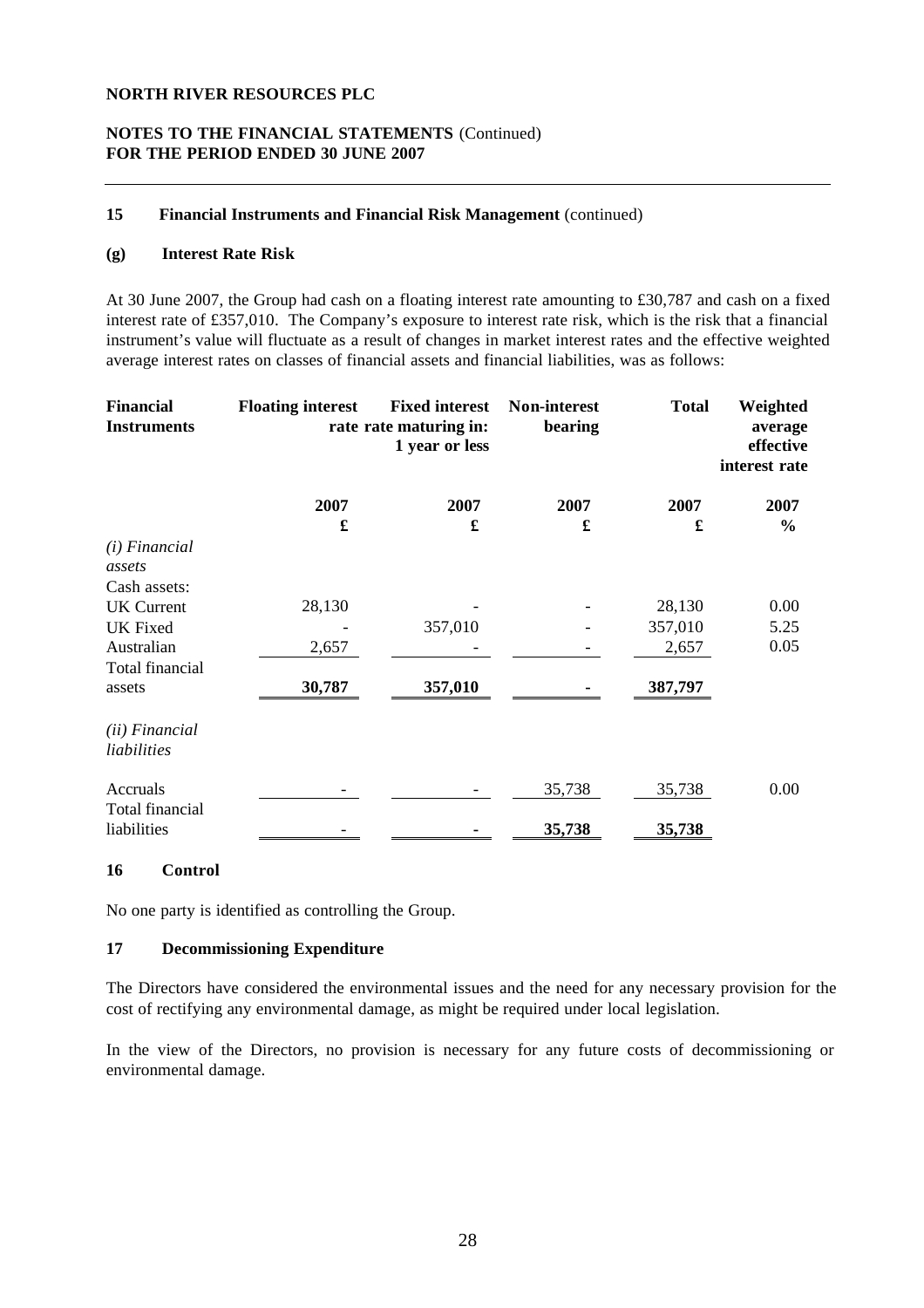**NORTH RIVER RESOURCES PLC**

**NOTES TO THE FINANCIAL STATEMENTS** (Continued)
**FOR THE PERIOD ENDED 30 JUNE 2007**

## 15 Financial Instruments and Financial Risk Management (continued)

### (g) Interest Rate Risk

At 30 June 2007, the Group had cash on a floating interest rate amounting to £30,787 and cash on a fixed interest rate of £357,010. The Company's exposure to interest rate risk, which is the risk that a financial instrument's value will fluctuate as a result of changes in market interest rates and the effective weighted average interest rates on classes of financial assets and financial liabilities, was as follows:

| Financial Instruments | Floating interest rate | Fixed interest rate maturing in: 1 year or less | Non-interest bearing | Total | Weighted average effective interest rate |
|---|---|---|---|---|---|
| | 2007 | 2007 | 2007 | 2007 | 2007 |
| | £ | £ | £ | £ | % |
| *(i) Financial assets* | | | | | |
| Cash assets: | | | | | |
| UK Current | 28,130 | - | - | 28,130 | 0.00 |
| UK Fixed | - | 357,010 | - | 357,010 | 5.25 |
| Australian | 2,657 | - | - | 2,657 | 0.05 |
| Total financial assets | **30,787** | **357,010** | **-** | **387,797** | |
| *(ii) Financial liabilities* | | | | | |
| Accruals | - | - | 35,738 | 35,738 | 0.00 |
| Total financial liabilities | - | **-** | **35,738** | **35,738** | |

## 16 Control

No one party is identified as controlling the Group.

## 17 Decommissioning Expenditure

The Directors have considered the environmental issues and the need for any necessary provision for the cost of rectifying any environmental damage, as might be required under local legislation.

In the view of the Directors, no provision is necessary for any future costs of decommissioning or environmental damage.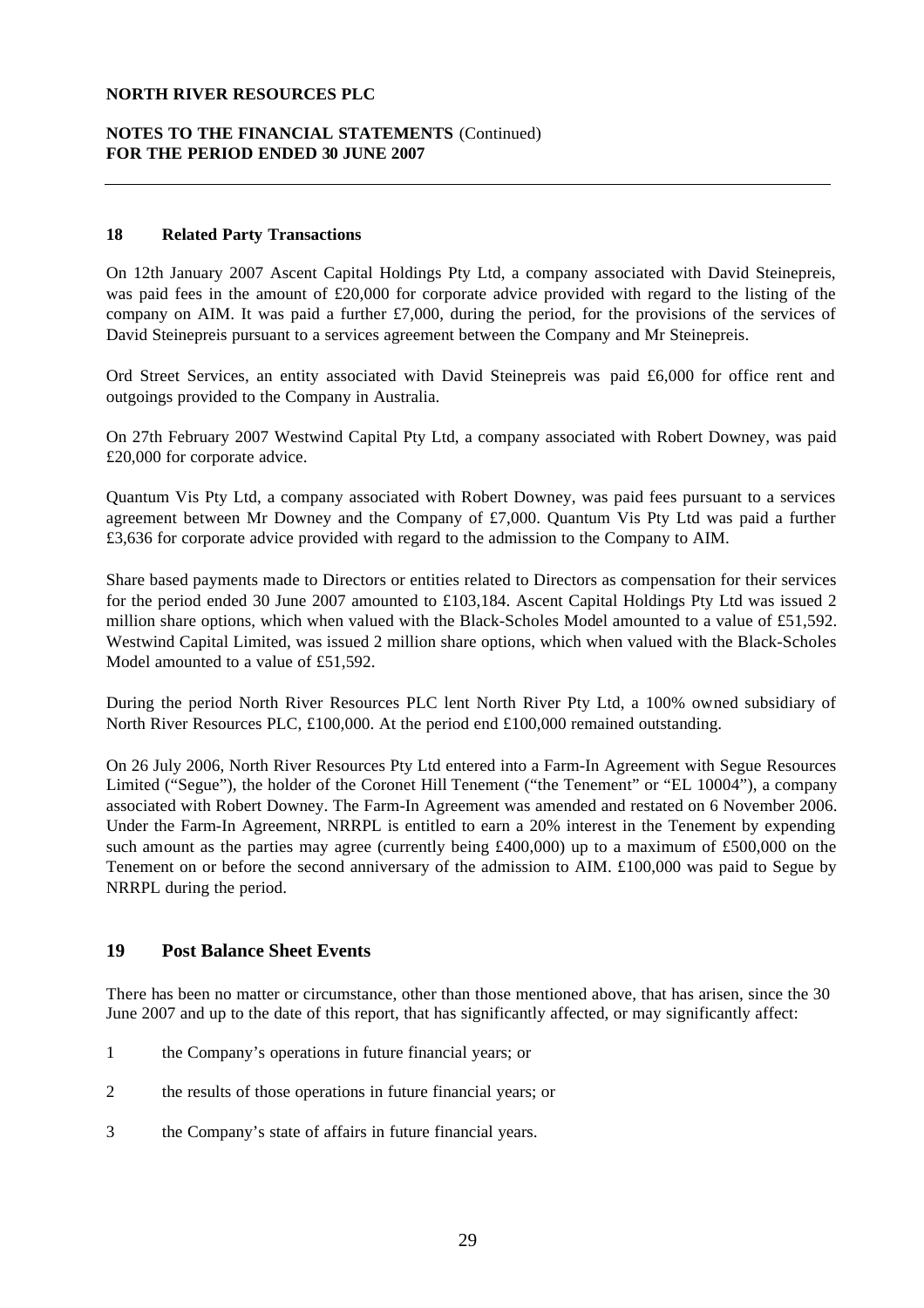**NORTH RIVER RESOURCES PLC**

**NOTES TO THE FINANCIAL STATEMENTS** (Continued)
**FOR THE PERIOD ENDED 30 JUNE 2007**

---

### 18 Related Party Transactions

On 12th January 2007 Ascent Capital Holdings Pty Ltd, a company associated with David Steinepreis, was paid fees in the amount of £20,000 for corporate advice provided with regard to the listing of the company on AIM. It was paid a further £7,000, during the period, for the provisions of the services of David Steinepreis pursuant to a services agreement between the Company and Mr Steinepreis.

Ord Street Services, an entity associated with David Steinepreis was paid £6,000 for office rent and outgoings provided to the Company in Australia.

On 27th February 2007 Westwind Capital Pty Ltd, a company associated with Robert Downey, was paid £20,000 for corporate advice.

Quantum Vis Pty Ltd, a company associated with Robert Downey, was paid fees pursuant to a services agreement between Mr Downey and the Company of £7,000. Quantum Vis Pty Ltd was paid a further £3,636 for corporate advice provided with regard to the admission to the Company to AIM.

Share based payments made to Directors or entities related to Directors as compensation for their services for the period ended 30 June 2007 amounted to £103,184. Ascent Capital Holdings Pty Ltd was issued 2 million share options, which when valued with the Black-Scholes Model amounted to a value of £51,592. Westwind Capital Limited, was issued 2 million share options, which when valued with the Black-Scholes Model amounted to a value of £51,592.

During the period North River Resources PLC lent North River Pty Ltd, a 100% owned subsidiary of North River Resources PLC, £100,000. At the period end £100,000 remained outstanding.

On 26 July 2006, North River Resources Pty Ltd entered into a Farm-In Agreement with Segue Resources Limited ("Segue"), the holder of the Coronet Hill Tenement ("the Tenement" or "EL 10004"), a company associated with Robert Downey. The Farm-In Agreement was amended and restated on 6 November 2006. Under the Farm-In Agreement, NRRPL is entitled to earn a 20% interest in the Tenement by expending such amount as the parties may agree (currently being £400,000) up to a maximum of £500,000 on the Tenement on or before the second anniversary of the admission to AIM. £100,000 was paid to Segue by NRRPL during the period.

### 19 Post Balance Sheet Events

There has been no matter or circumstance, other than those mentioned above, that has arisen, since the 30 June 2007 and up to the date of this report, that has significantly affected, or may significantly affect:

1. the Company's operations in future financial years; or
2. the results of those operations in future financial years; or
3. the Company's state of affairs in future financial years.